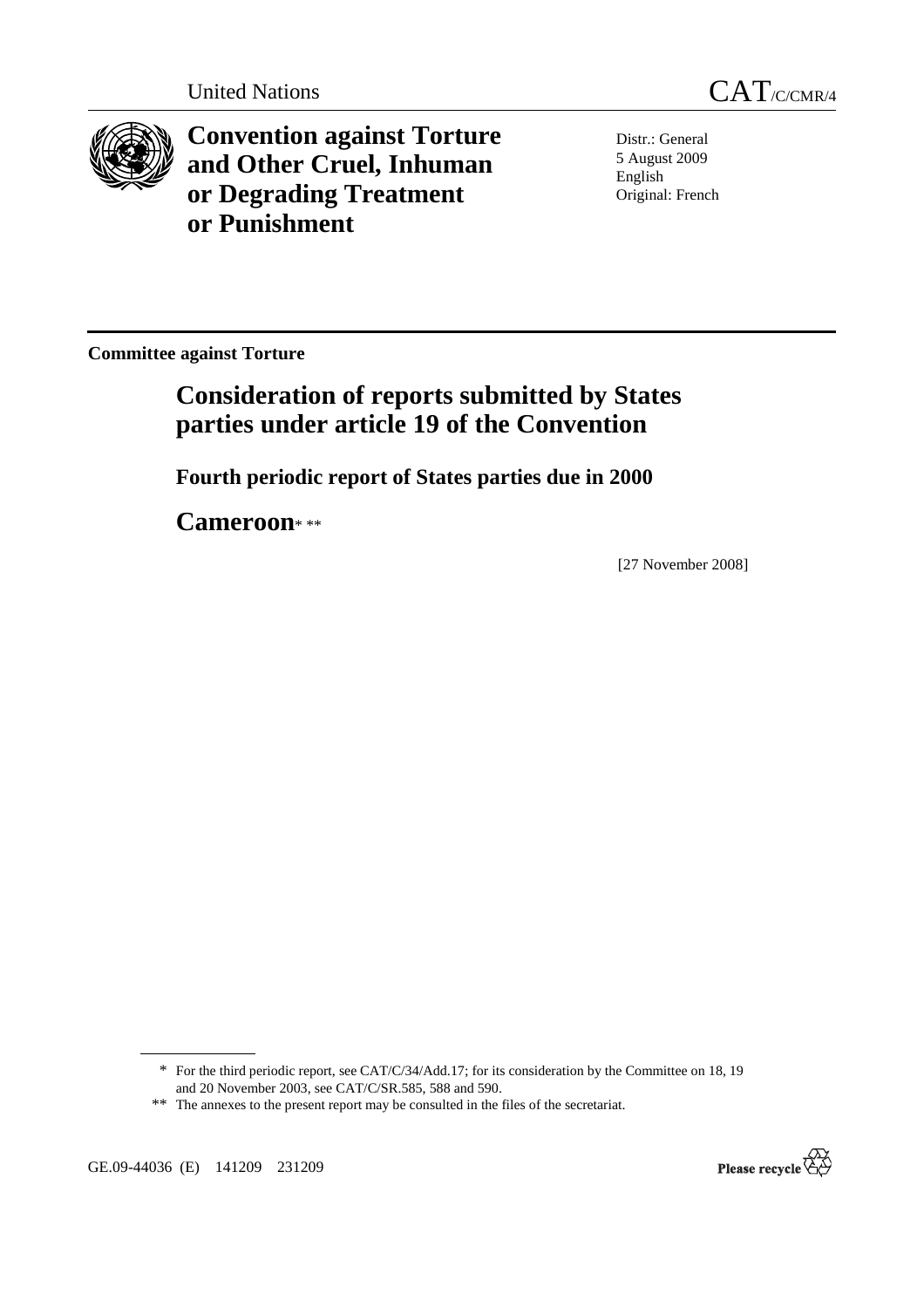United Nations CAT/C/CMR/4

# Convention against Torture and Other Cruel, Inhuman or Degrading Treatment or Punishment

Distr.: General
5 August 2009
English
Original: French

**Committee against Torture**

## Consideration of reports submitted by States parties under article 19 of the Convention

### Fourth periodic report of States parties due in 2000

## Cameroon* **

[27 November 2008]

\* For the third periodic report, see CAT/C/34/Add.17; for its consideration by the Committee on 18, 19 and 20 November 2003, see CAT/C/SR.585, 588 and 590.

\*\* The annexes to the present report may be consulted in the files of the secretariat.

GE.09-44036 (E) 141209 231209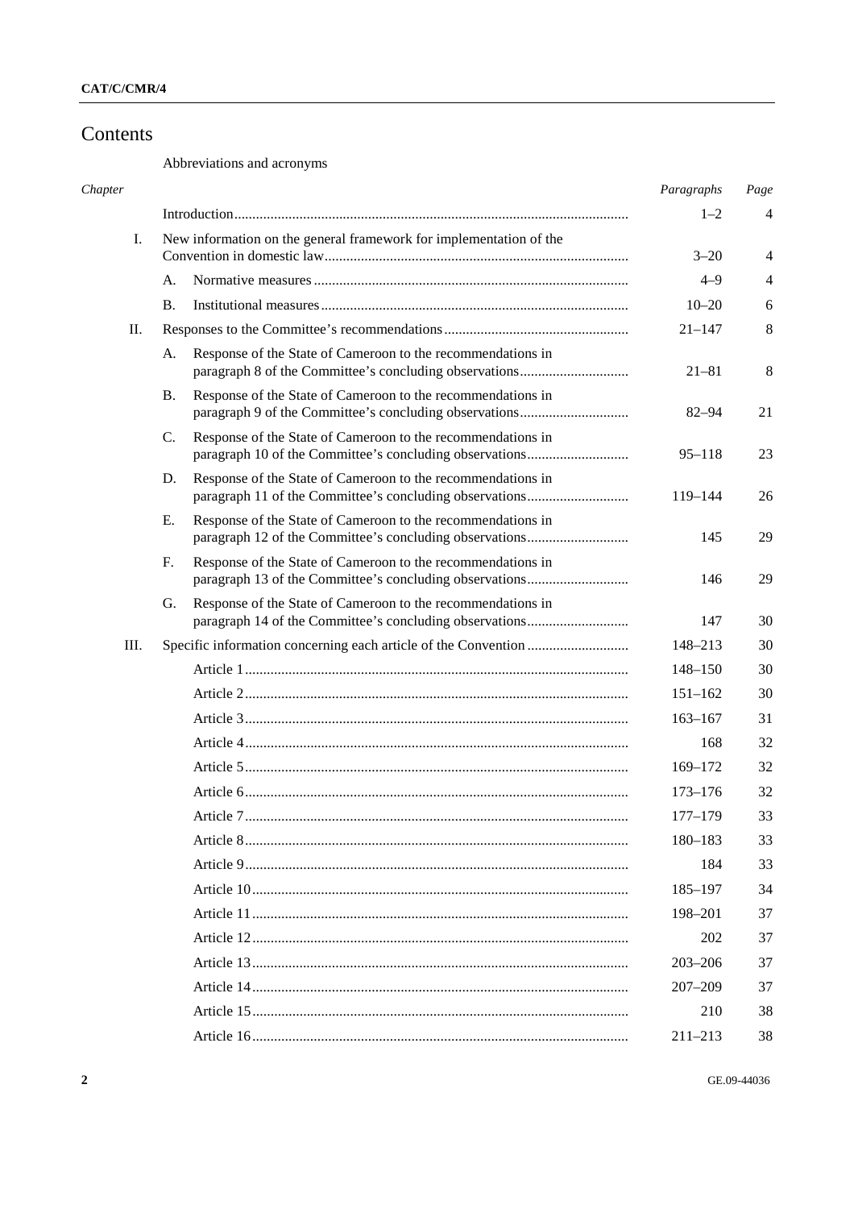# Contents

Abbreviations and acronyms

| *Chapter* | | *Paragraphs* | *Page* |
|---|---|---|---|
| | Introduction | 1–2 | 4 |
| I. | New information on the general framework for implementation of the Convention in domestic law | 3–20 | 4 |
| | A. Normative measures | 4–9 | 4 |
| | B. Institutional measures | 10–20 | 6 |
| II. | Responses to the Committee's recommendations | 21–147 | 8 |
| | A. Response of the State of Cameroon to the recommendations in paragraph 8 of the Committee's concluding observations | 21–81 | 8 |
| | B. Response of the State of Cameroon to the recommendations in paragraph 9 of the Committee's concluding observations | 82–94 | 21 |
| | C. Response of the State of Cameroon to the recommendations in paragraph 10 of the Committee's concluding observations | 95–118 | 23 |
| | D. Response of the State of Cameroon to the recommendations in paragraph 11 of the Committee's concluding observations | 119–144 | 26 |
| | E. Response of the State of Cameroon to the recommendations in paragraph 12 of the Committee's concluding observations | 145 | 29 |
| | F. Response of the State of Cameroon to the recommendations in paragraph 13 of the Committee's concluding observations | 146 | 29 |
| | G. Response of the State of Cameroon to the recommendations in paragraph 14 of the Committee's concluding observations | 147 | 30 |
| III. | Specific information concerning each article of the Convention | 148–213 | 30 |
| | Article 1 | 148–150 | 30 |
| | Article 2 | 151–162 | 30 |
| | Article 3 | 163–167 | 31 |
| | Article 4 | 168 | 32 |
| | Article 5 | 169–172 | 32 |
| | Article 6 | 173–176 | 32 |
| | Article 7 | 177–179 | 33 |
| | Article 8 | 180–183 | 33 |
| | Article 9 | 184 | 33 |
| | Article 10 | 185–197 | 34 |
| | Article 11 | 198–201 | 37 |
| | Article 12 | 202 | 37 |
| | Article 13 | 203–206 | 37 |
| | Article 14 | 207–209 | 37 |
| | Article 15 | 210 | 38 |
| | Article 16 | 211–213 | 38 |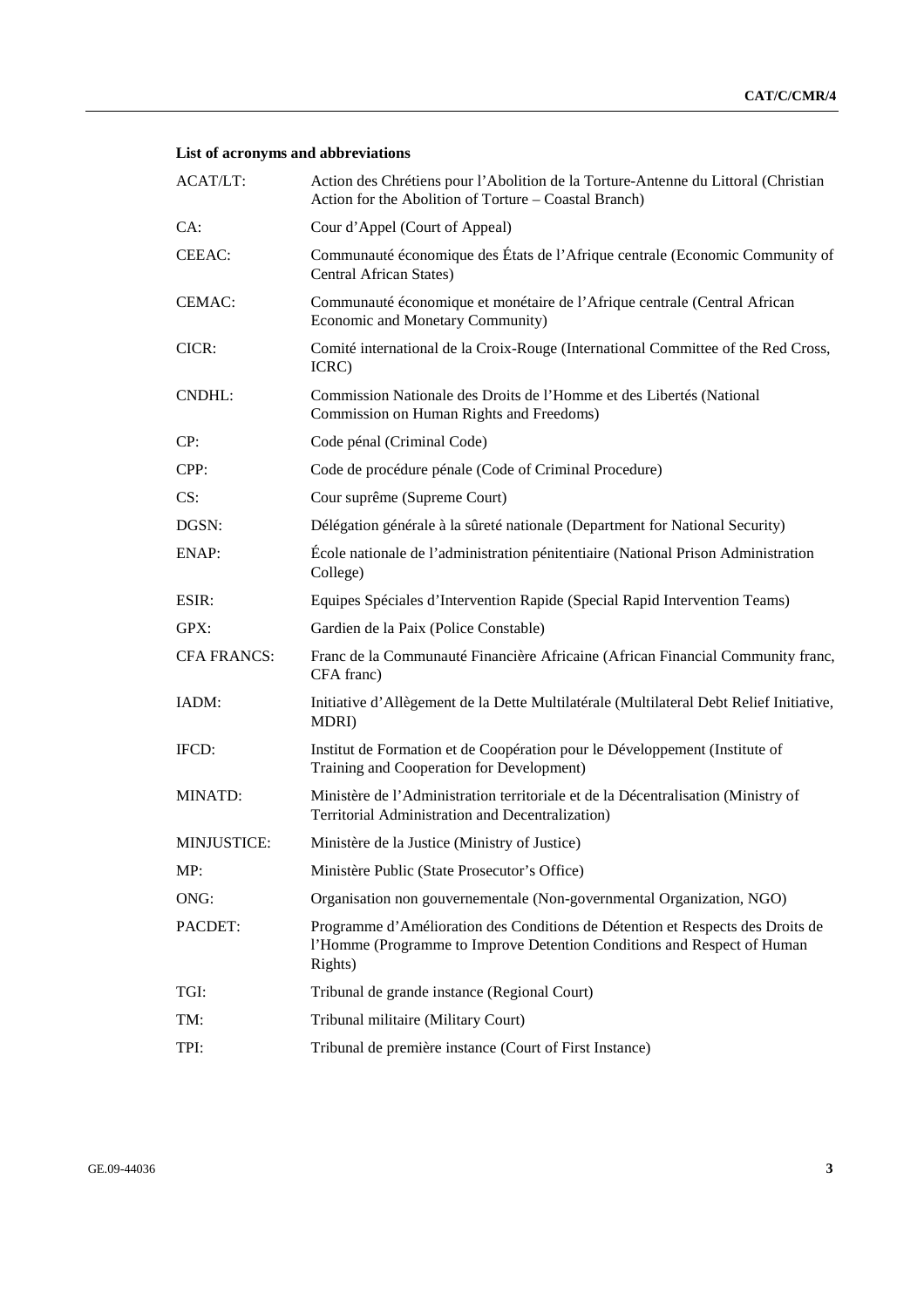**List of acronyms and abbreviations**

| | |
|---|---|
| ACAT/LT: | Action des Chrétiens pour l'Abolition de la Torture-Antenne du Littoral (Christian Action for the Abolition of Torture – Coastal Branch) |
| CA: | Cour d'Appel (Court of Appeal) |
| CEEAC: | Communauté économique des États de l'Afrique centrale (Economic Community of Central African States) |
| CEMAC: | Communauté économique et monétaire de l'Afrique centrale (Central African Economic and Monetary Community) |
| CICR: | Comité international de la Croix-Rouge (International Committee of the Red Cross, ICRC) |
| CNDHL: | Commission Nationale des Droits de l'Homme et des Libertés (National Commission on Human Rights and Freedoms) |
| CP: | Code pénal (Criminal Code) |
| CPP: | Code de procédure pénale (Code of Criminal Procedure) |
| CS: | Cour suprême (Supreme Court) |
| DGSN: | Délégation générale à la sûreté nationale (Department for National Security) |
| ENAP: | École nationale de l'administration pénitentiaire (National Prison Administration College) |
| ESIR: | Equipes Spéciales d'Intervention Rapide (Special Rapid Intervention Teams) |
| GPX: | Gardien de la Paix (Police Constable) |
| CFA FRANCS: | Franc de la Communauté Financière Africaine (African Financial Community franc, CFA franc) |
| IADM: | Initiative d'Allègement de la Dette Multilatérale (Multilateral Debt Relief Initiative, MDRI) |
| IFCD: | Institut de Formation et de Coopération pour le Développement (Institute of Training and Cooperation for Development) |
| MINATD: | Ministère de l'Administration territoriale et de la Décentralisation (Ministry of Territorial Administration and Decentralization) |
| MINJUSTICE: | Ministère de la Justice (Ministry of Justice) |
| MP: | Ministère Public (State Prosecutor's Office) |
| ONG: | Organisation non gouvernementale (Non-governmental Organization, NGO) |
| PACDET: | Programme d'Amélioration des Conditions de Détention et Respects des Droits de l'Homme (Programme to Improve Detention Conditions and Respect of Human Rights) |
| TGI: | Tribunal de grande instance (Regional Court) |
| TM: | Tribunal militaire (Military Court) |
| TPI: | Tribunal de première instance (Court of First Instance) |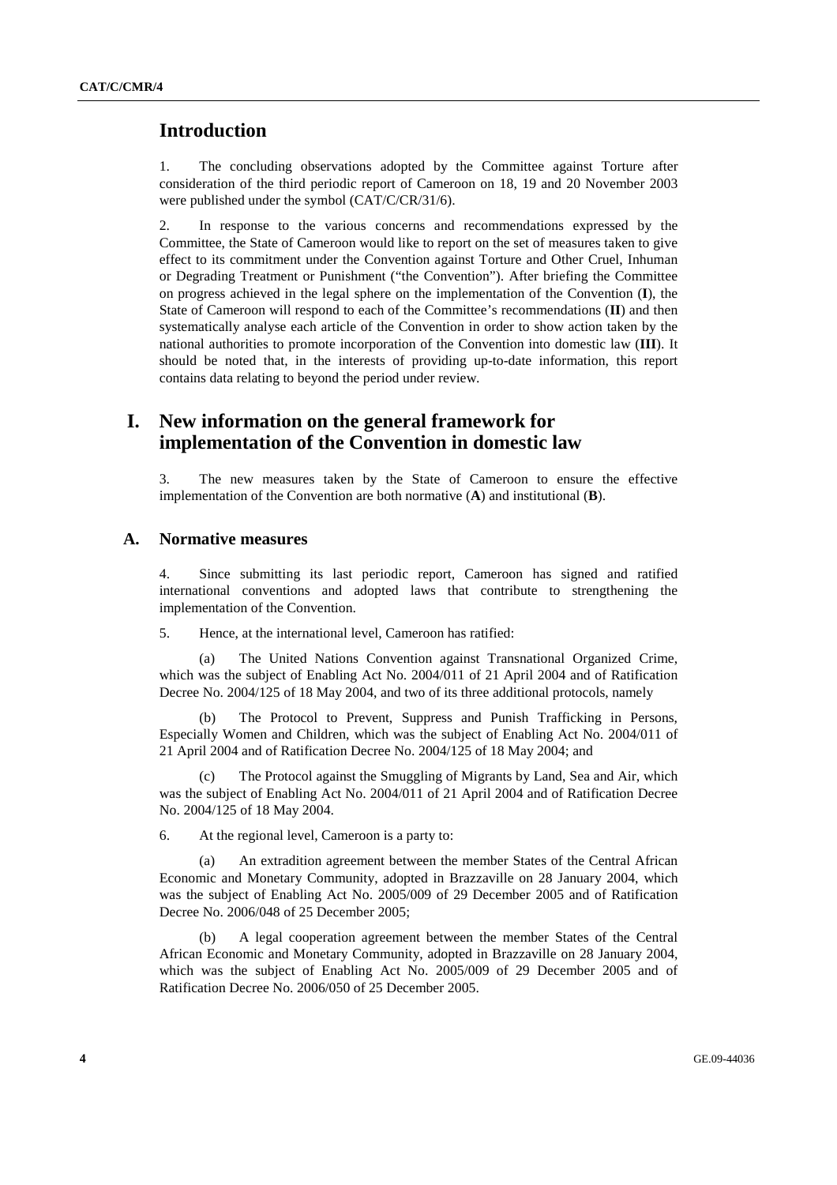# Introduction

1. The concluding observations adopted by the Committee against Torture after consideration of the third periodic report of Cameroon on 18, 19 and 20 November 2003 were published under the symbol (CAT/C/CR/31/6).

2. In response to the various concerns and recommendations expressed by the Committee, the State of Cameroon would like to report on the set of measures taken to give effect to its commitment under the Convention against Torture and Other Cruel, Inhuman or Degrading Treatment or Punishment ("the Convention"). After briefing the Committee on progress achieved in the legal sphere on the implementation of the Convention (**I**), the State of Cameroon will respond to each of the Committee's recommendations (**II**) and then systematically analyse each article of the Convention in order to show action taken by the national authorities to promote incorporation of the Convention into domestic law (**III**). It should be noted that, in the interests of providing up-to-date information, this report contains data relating to beyond the period under review.

# I. New information on the general framework for implementation of the Convention in domestic law

3. The new measures taken by the State of Cameroon to ensure the effective implementation of the Convention are both normative (**A**) and institutional (**B**).

## A. Normative measures

4. Since submitting its last periodic report, Cameroon has signed and ratified international conventions and adopted laws that contribute to strengthening the implementation of the Convention.

5. Hence, at the international level, Cameroon has ratified:

(a) The United Nations Convention against Transnational Organized Crime, which was the subject of Enabling Act No. 2004/011 of 21 April 2004 and of Ratification Decree No. 2004/125 of 18 May 2004, and two of its three additional protocols, namely

(b) The Protocol to Prevent, Suppress and Punish Trafficking in Persons, Especially Women and Children, which was the subject of Enabling Act No. 2004/011 of 21 April 2004 and of Ratification Decree No. 2004/125 of 18 May 2004; and

(c) The Protocol against the Smuggling of Migrants by Land, Sea and Air, which was the subject of Enabling Act No. 2004/011 of 21 April 2004 and of Ratification Decree No. 2004/125 of 18 May 2004.

6. At the regional level, Cameroon is a party to:

(a) An extradition agreement between the member States of the Central African Economic and Monetary Community, adopted in Brazzaville on 28 January 2004, which was the subject of Enabling Act No. 2005/009 of 29 December 2005 and of Ratification Decree No. 2006/048 of 25 December 2005;

(b) A legal cooperation agreement between the member States of the Central African Economic and Monetary Community, adopted in Brazzaville on 28 January 2004, which was the subject of Enabling Act No. 2005/009 of 29 December 2005 and of Ratification Decree No. 2006/050 of 25 December 2005.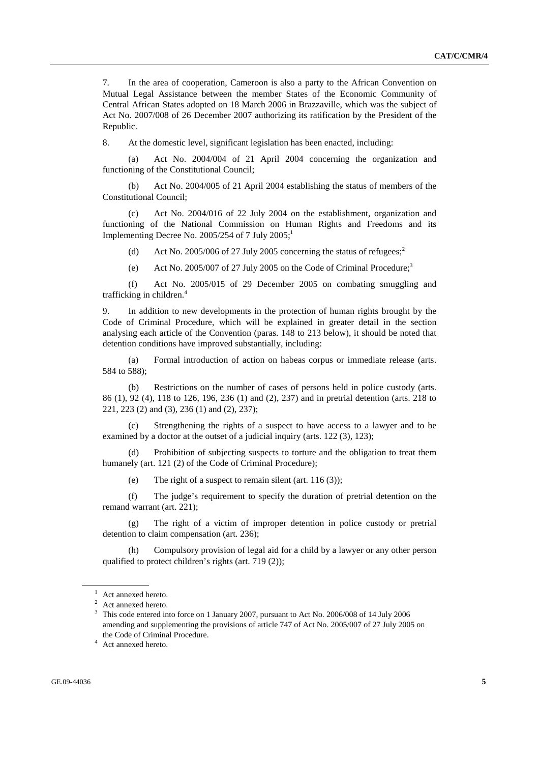7. In the area of cooperation, Cameroon is also a party to the African Convention on Mutual Legal Assistance between the member States of the Economic Community of Central African States adopted on 18 March 2006 in Brazzaville, which was the subject of Act No. 2007/008 of 26 December 2007 authorizing its ratification by the President of the Republic.

8. At the domestic level, significant legislation has been enacted, including:

(a) Act No. 2004/004 of 21 April 2004 concerning the organization and functioning of the Constitutional Council;

(b) Act No. 2004/005 of 21 April 2004 establishing the status of members of the Constitutional Council;

(c) Act No. 2004/016 of 22 July 2004 on the establishment, organization and functioning of the National Commission on Human Rights and Freedoms and its Implementing Decree No. 2005/254 of 7 July 2005;[1]

(d) Act No. 2005/006 of 27 July 2005 concerning the status of refugees;[2]

(e) Act No. 2005/007 of 27 July 2005 on the Code of Criminal Procedure;[3]

(f) Act No. 2005/015 of 29 December 2005 on combating smuggling and trafficking in children.[4]

9. In addition to new developments in the protection of human rights brought by the Code of Criminal Procedure, which will be explained in greater detail in the section analysing each article of the Convention (paras. 148 to 213 below), it should be noted that detention conditions have improved substantially, including:

(a) Formal introduction of action on habeas corpus or immediate release (arts. 584 to 588);

(b) Restrictions on the number of cases of persons held in police custody (arts. 86 (1), 92 (4), 118 to 126, 196, 236 (1) and (2), 237) and in pretrial detention (arts. 218 to 221, 223 (2) and (3), 236 (1) and (2), 237);

(c) Strengthening the rights of a suspect to have access to a lawyer and to be examined by a doctor at the outset of a judicial inquiry (arts. 122 (3), 123);

(d) Prohibition of subjecting suspects to torture and the obligation to treat them humanely (art. 121 (2) of the Code of Criminal Procedure);

(e) The right of a suspect to remain silent (art. 116 (3));

(f) The judge's requirement to specify the duration of pretrial detention on the remand warrant (art. 221);

(g) The right of a victim of improper detention in police custody or pretrial detention to claim compensation (art. 236);

(h) Compulsory provision of legal aid for a child by a lawyer or any other person qualified to protect children's rights (art. 719 (2));

---

[1] Act annexed hereto.

[2] Act annexed hereto.

[3] This code entered into force on 1 January 2007, pursuant to Act No. 2006/008 of 14 July 2006 amending and supplementing the provisions of article 747 of Act No. 2005/007 of 27 July 2005 on the Code of Criminal Procedure.

[4] Act annexed hereto.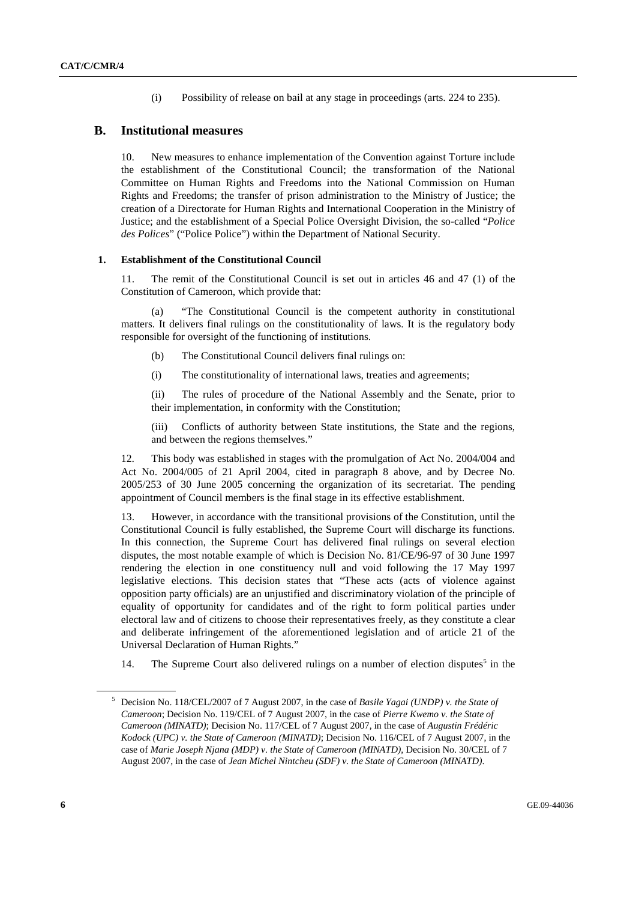(i) Possibility of release on bail at any stage in proceedings (arts. 224 to 235).

## B. Institutional measures

10. New measures to enhance implementation of the Convention against Torture include the establishment of the Constitutional Council; the transformation of the National Committee on Human Rights and Freedoms into the National Commission on Human Rights and Freedoms; the transfer of prison administration to the Ministry of Justice; the creation of a Directorate for Human Rights and International Cooperation in the Ministry of Justice; and the establishment of a Special Police Oversight Division, the so-called "*Police des Polices*" ("Police Police") within the Department of National Security.

### 1. Establishment of the Constitutional Council

11. The remit of the Constitutional Council is set out in articles 46 and 47 (1) of the Constitution of Cameroon, which provide that:

(a) "The Constitutional Council is the competent authority in constitutional matters. It delivers final rulings on the constitutionality of laws. It is the regulatory body responsible for oversight of the functioning of institutions.

(b) The Constitutional Council delivers final rulings on:

(i) The constitutionality of international laws, treaties and agreements;

(ii) The rules of procedure of the National Assembly and the Senate, prior to their implementation, in conformity with the Constitution;

(iii) Conflicts of authority between State institutions, the State and the regions, and between the regions themselves."

12. This body was established in stages with the promulgation of Act No. 2004/004 and Act No. 2004/005 of 21 April 2004, cited in paragraph 8 above, and by Decree No. 2005/253 of 30 June 2005 concerning the organization of its secretariat. The pending appointment of Council members is the final stage in its effective establishment.

13. However, in accordance with the transitional provisions of the Constitution, until the Constitutional Council is fully established, the Supreme Court will discharge its functions. In this connection, the Supreme Court has delivered final rulings on several election disputes, the most notable example of which is Decision No. 81/CE/96-97 of 30 June 1997 rendering the election in one constituency null and void following the 17 May 1997 legislative elections. This decision states that "These acts (acts of violence against opposition party officials) are an unjustified and discriminatory violation of the principle of equality of opportunity for candidates and of the right to form political parties under electoral law and of citizens to choose their representatives freely, as they constitute a clear and deliberate infringement of the aforementioned legislation and of article 21 of the Universal Declaration of Human Rights."

14. The Supreme Court also delivered rulings on a number of election disputes[5] in the

[5] Decision No. 118/CEL/2007 of 7 August 2007, in the case of *Basile Yagai (UNDP) v. the State of Cameroon*; Decision No. 119/CEL of 7 August 2007, in the case of *Pierre Kwemo v. the State of Cameroon (MINATD)*; Decision No. 117/CEL of 7 August 2007, in the case of *Augustin Frédéric Kodock (UPC) v. the State of Cameroon (MINATD)*; Decision No. 116/CEL of 7 August 2007, in the case of *Marie Joseph Njana (MDP) v. the State of Cameroon (MINATD)*, Decision No. 30/CEL of 7 August 2007, in the case of *Jean Michel Nintcheu (SDF) v. the State of Cameroon (MINATD)*.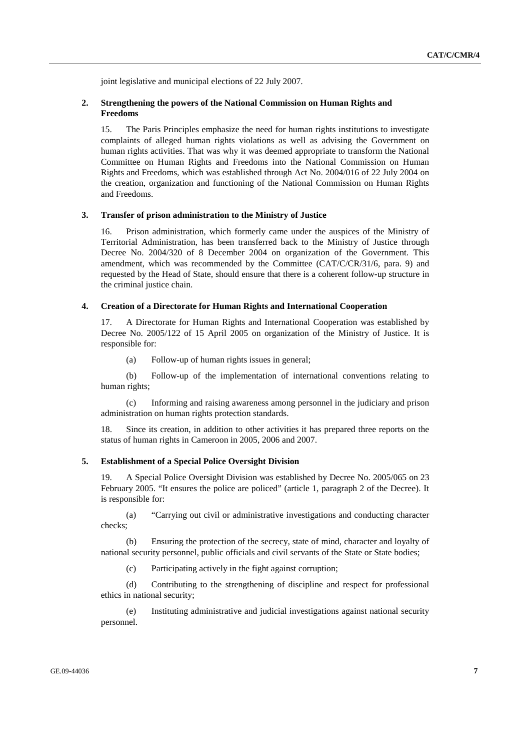joint legislative and municipal elections of 22 July 2007.

### 2. Strengthening the powers of the National Commission on Human Rights and Freedoms

15. The Paris Principles emphasize the need for human rights institutions to investigate complaints of alleged human rights violations as well as advising the Government on human rights activities. That was why it was deemed appropriate to transform the National Committee on Human Rights and Freedoms into the National Commission on Human Rights and Freedoms, which was established through Act No. 2004/016 of 22 July 2004 on the creation, organization and functioning of the National Commission on Human Rights and Freedoms.

### 3. Transfer of prison administration to the Ministry of Justice

16. Prison administration, which formerly came under the auspices of the Ministry of Territorial Administration, has been transferred back to the Ministry of Justice through Decree No. 2004/320 of 8 December 2004 on organization of the Government. This amendment, which was recommended by the Committee (CAT/C/CR/31/6, para. 9) and requested by the Head of State, should ensure that there is a coherent follow-up structure in the criminal justice chain.

### 4. Creation of a Directorate for Human Rights and International Cooperation

17. A Directorate for Human Rights and International Cooperation was established by Decree No. 2005/122 of 15 April 2005 on organization of the Ministry of Justice. It is responsible for:

(a) Follow-up of human rights issues in general;

(b) Follow-up of the implementation of international conventions relating to human rights;

(c) Informing and raising awareness among personnel in the judiciary and prison administration on human rights protection standards.

18. Since its creation, in addition to other activities it has prepared three reports on the status of human rights in Cameroon in 2005, 2006 and 2007.

### 5. Establishment of a Special Police Oversight Division

19. A Special Police Oversight Division was established by Decree No. 2005/065 on 23 February 2005. "It ensures the police are policed" (article 1, paragraph 2 of the Decree). It is responsible for:

(a) "Carrying out civil or administrative investigations and conducting character checks;

(b) Ensuring the protection of the secrecy, state of mind, character and loyalty of national security personnel, public officials and civil servants of the State or State bodies;

(c) Participating actively in the fight against corruption;

(d) Contributing to the strengthening of discipline and respect for professional ethics in national security;

(e) Instituting administrative and judicial investigations against national security personnel.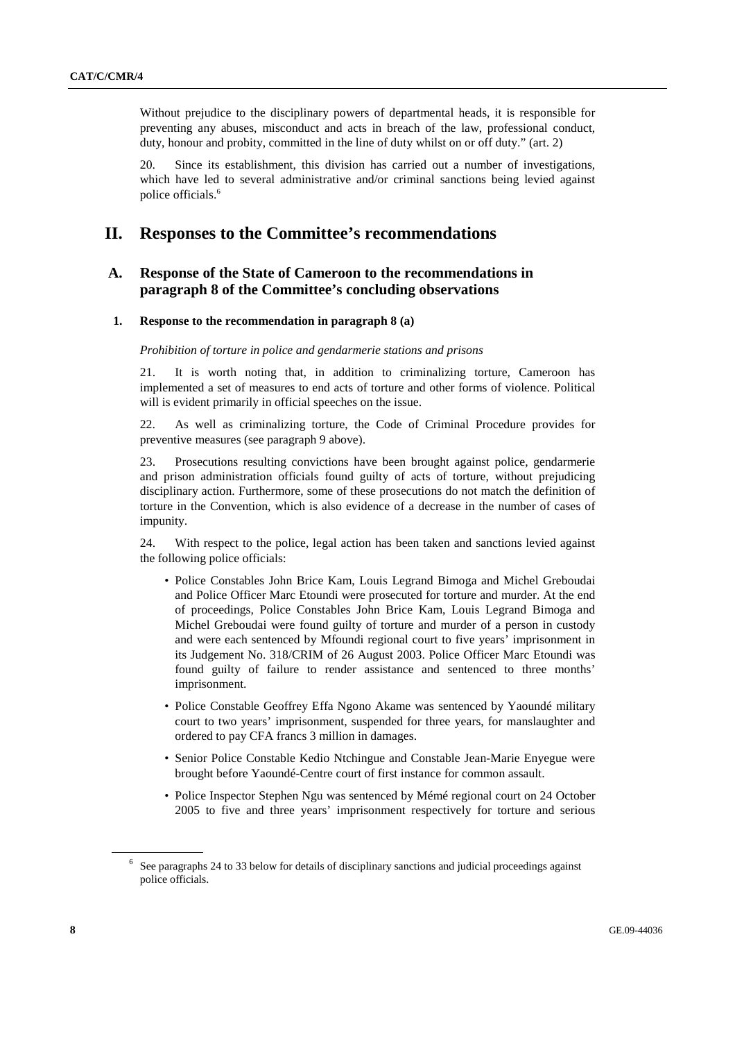Without prejudice to the disciplinary powers of departmental heads, it is responsible for preventing any abuses, misconduct and acts in breach of the law, professional conduct, duty, honour and probity, committed in the line of duty whilst on or off duty." (art. 2)

20. Since its establishment, this division has carried out a number of investigations, which have led to several administrative and/or criminal sanctions being levied against police officials.[6]

# II. Responses to the Committee's recommendations

## A. Response of the State of Cameroon to the recommendations in paragraph 8 of the Committee's concluding observations

### 1. Response to the recommendation in paragraph 8 (a)

*Prohibition of torture in police and gendarmerie stations and prisons*

21. It is worth noting that, in addition to criminalizing torture, Cameroon has implemented a set of measures to end acts of torture and other forms of violence. Political will is evident primarily in official speeches on the issue.

22. As well as criminalizing torture, the Code of Criminal Procedure provides for preventive measures (see paragraph 9 above).

23. Prosecutions resulting convictions have been brought against police, gendarmerie and prison administration officials found guilty of acts of torture, without prejudicing disciplinary action. Furthermore, some of these prosecutions do not match the definition of torture in the Convention, which is also evidence of a decrease in the number of cases of impunity.

24. With respect to the police, legal action has been taken and sanctions levied against the following police officials:

- Police Constables John Brice Kam, Louis Legrand Bimoga and Michel Greboudai and Police Officer Marc Etoundi were prosecuted for torture and murder. At the end of proceedings, Police Constables John Brice Kam, Louis Legrand Bimoga and Michel Greboudai were found guilty of torture and murder of a person in custody and were each sentenced by Mfoundi regional court to five years' imprisonment in its Judgement No. 318/CRIM of 26 August 2003. Police Officer Marc Etoundi was found guilty of failure to render assistance and sentenced to three months' imprisonment.
- Police Constable Geoffrey Effa Ngono Akame was sentenced by Yaoundé military court to two years' imprisonment, suspended for three years, for manslaughter and ordered to pay CFA francs 3 million in damages.
- Senior Police Constable Kedio Ntchingue and Constable Jean-Marie Enyegue were brought before Yaoundé-Centre court of first instance for common assault.
- Police Inspector Stephen Ngu was sentenced by Mémé regional court on 24 October 2005 to five and three years' imprisonment respectively for torture and serious

[6] See paragraphs 24 to 33 below for details of disciplinary sanctions and judicial proceedings against police officials.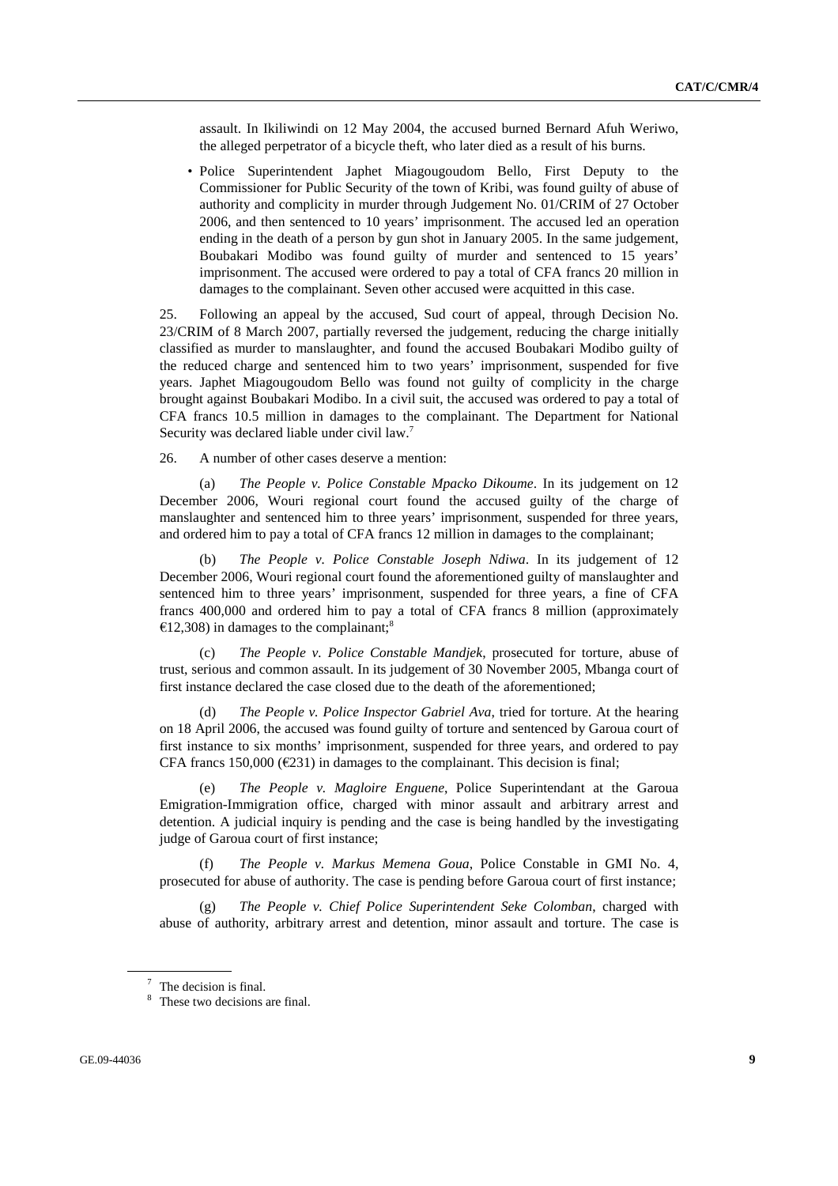assault. In Ikiliwindi on 12 May 2004, the accused burned Bernard Afuh Weriwo, the alleged perpetrator of a bicycle theft, who later died as a result of his burns.

- Police Superintendent Japhet Miagougoudom Bello, First Deputy to the Commissioner for Public Security of the town of Kribi, was found guilty of abuse of authority and complicity in murder through Judgement No. 01/CRIM of 27 October 2006, and then sentenced to 10 years' imprisonment. The accused led an operation ending in the death of a person by gun shot in January 2005. In the same judgement, Boubakari Modibo was found guilty of murder and sentenced to 15 years' imprisonment. The accused were ordered to pay a total of CFA francs 20 million in damages to the complainant. Seven other accused were acquitted in this case.

25. Following an appeal by the accused, Sud court of appeal, through Decision No. 23/CRIM of 8 March 2007, partially reversed the judgement, reducing the charge initially classified as murder to manslaughter, and found the accused Boubakari Modibo guilty of the reduced charge and sentenced him to two years' imprisonment, suspended for five years. Japhet Miagougoudom Bello was found not guilty of complicity in the charge brought against Boubakari Modibo. In a civil suit, the accused was ordered to pay a total of CFA francs 10.5 million in damages to the complainant. The Department for National Security was declared liable under civil law.[7]

26. A number of other cases deserve a mention:

(a) *The People v. Police Constable Mpacko Dikoume*. In its judgement on 12 December 2006, Wouri regional court found the accused guilty of the charge of manslaughter and sentenced him to three years' imprisonment, suspended for three years, and ordered him to pay a total of CFA francs 12 million in damages to the complainant;

(b) *The People v. Police Constable Joseph Ndiwa*. In its judgement of 12 December 2006, Wouri regional court found the aforementioned guilty of manslaughter and sentenced him to three years' imprisonment, suspended for three years, a fine of CFA francs 400,000 and ordered him to pay a total of CFA francs 8 million (approximately €12,308) in damages to the complainant;[8]

(c) *The People v. Police Constable Mandjek*, prosecuted for torture, abuse of trust, serious and common assault. In its judgement of 30 November 2005, Mbanga court of first instance declared the case closed due to the death of the aforementioned;

(d) *The People v. Police Inspector Gabriel Ava*, tried for torture. At the hearing on 18 April 2006, the accused was found guilty of torture and sentenced by Garoua court of first instance to six months' imprisonment, suspended for three years, and ordered to pay CFA francs 150,000 (€231) in damages to the complainant. This decision is final;

(e) *The People v. Magloire Enguene*, Police Superintendant at the Garoua Emigration-Immigration office, charged with minor assault and arbitrary arrest and detention. A judicial inquiry is pending and the case is being handled by the investigating judge of Garoua court of first instance;

(f) *The People v. Markus Memena Goua*, Police Constable in GMI No. 4, prosecuted for abuse of authority. The case is pending before Garoua court of first instance;

(g) *The People v. Chief Police Superintendent Seke Colomban*, charged with abuse of authority, arbitrary arrest and detention, minor assault and torture. The case is

---

[7] The decision is final.

[8] These two decisions are final.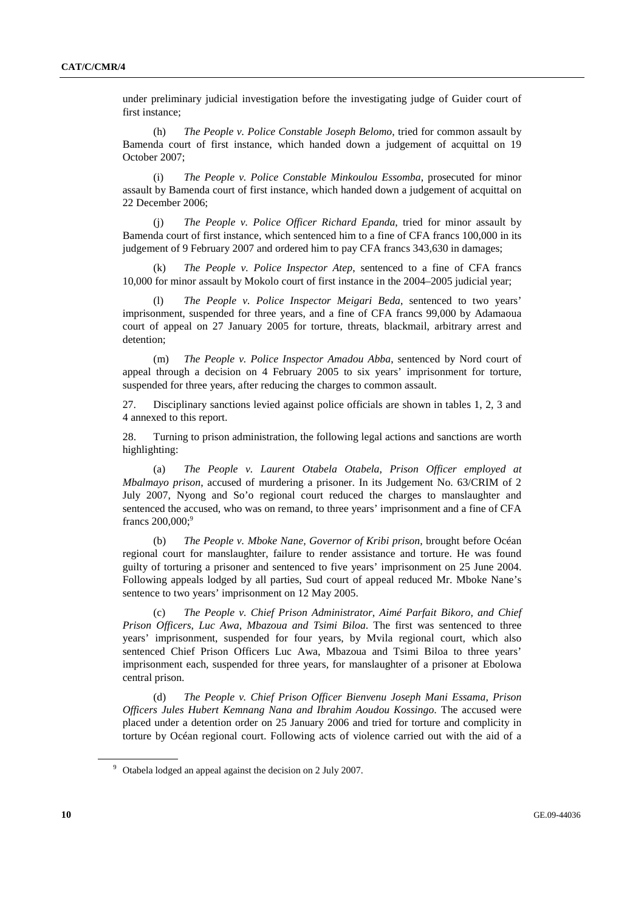under preliminary judicial investigation before the investigating judge of Guider court of first instance;

(h) *The People v. Police Constable Joseph Belomo*, tried for common assault by Bamenda court of first instance, which handed down a judgement of acquittal on 19 October 2007;

(i) *The People v. Police Constable Minkoulou Essomba*, prosecuted for minor assault by Bamenda court of first instance, which handed down a judgement of acquittal on 22 December 2006;

(j) *The People v. Police Officer Richard Epanda*, tried for minor assault by Bamenda court of first instance, which sentenced him to a fine of CFA francs 100,000 in its judgement of 9 February 2007 and ordered him to pay CFA francs 343,630 in damages;

(k) *The People v. Police Inspector Atep*, sentenced to a fine of CFA francs 10,000 for minor assault by Mokolo court of first instance in the 2004–2005 judicial year;

(l) *The People v. Police Inspector Meigari Beda*, sentenced to two years' imprisonment, suspended for three years, and a fine of CFA francs 99,000 by Adamaoua court of appeal on 27 January 2005 for torture, threats, blackmail, arbitrary arrest and detention;

(m) *The People v. Police Inspector Amadou Abba*, sentenced by Nord court of appeal through a decision on 4 February 2005 to six years' imprisonment for torture, suspended for three years, after reducing the charges to common assault.

27. Disciplinary sanctions levied against police officials are shown in tables 1, 2, 3 and 4 annexed to this report.

28. Turning to prison administration, the following legal actions and sanctions are worth highlighting:

(a) *The People v. Laurent Otabela Otabela, Prison Officer employed at Mbalmayo prison*, accused of murdering a prisoner. In its Judgement No. 63/CRIM of 2 July 2007, Nyong and So'o regional court reduced the charges to manslaughter and sentenced the accused, who was on remand, to three years' imprisonment and a fine of CFA francs 200,000;[9]

(b) *The People v. Mboke Nane, Governor of Kribi prison*, brought before Océan regional court for manslaughter, failure to render assistance and torture. He was found guilty of torturing a prisoner and sentenced to five years' imprisonment on 25 June 2004. Following appeals lodged by all parties, Sud court of appeal reduced Mr. Mboke Nane's sentence to two years' imprisonment on 12 May 2005.

(c) *The People v. Chief Prison Administrator, Aimé Parfait Bikoro, and Chief Prison Officers, Luc Awa, Mbazoua and Tsimi Biloa*. The first was sentenced to three years' imprisonment, suspended for four years, by Mvila regional court, which also sentenced Chief Prison Officers Luc Awa, Mbazoua and Tsimi Biloa to three years' imprisonment each, suspended for three years, for manslaughter of a prisoner at Ebolowa central prison.

(d) *The People v. Chief Prison Officer Bienvenu Joseph Mani Essama, Prison Officers Jules Hubert Kemnang Nana and Ibrahim Aoudou Kossingo*. The accused were placed under a detention order on 25 January 2006 and tried for torture and complicity in torture by Océan regional court. Following acts of violence carried out with the aid of a

---

[9] Otabela lodged an appeal against the decision on 2 July 2007.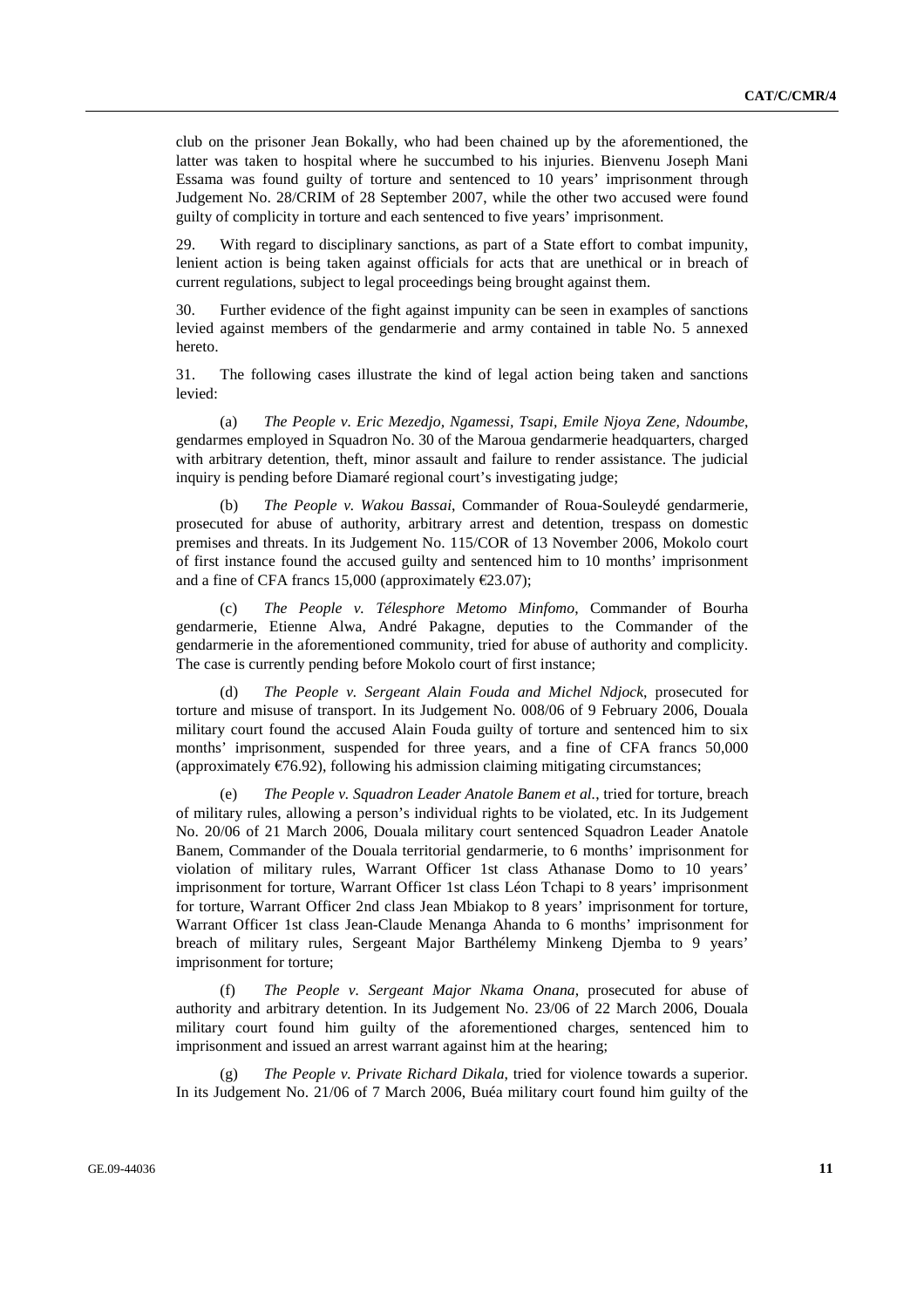club on the prisoner Jean Bokally, who had been chained up by the aforementioned, the latter was taken to hospital where he succumbed to his injuries. Bienvenu Joseph Mani Essama was found guilty of torture and sentenced to 10 years' imprisonment through Judgement No. 28/CRIM of 28 September 2007, while the other two accused were found guilty of complicity in torture and each sentenced to five years' imprisonment.

29. With regard to disciplinary sanctions, as part of a State effort to combat impunity, lenient action is being taken against officials for acts that are unethical or in breach of current regulations, subject to legal proceedings being brought against them.

30. Further evidence of the fight against impunity can be seen in examples of sanctions levied against members of the gendarmerie and army contained in table No. 5 annexed hereto.

31. The following cases illustrate the kind of legal action being taken and sanctions levied:

(a) *The People v. Eric Mezedjo, Ngamessi, Tsapi, Emile Njoya Zene, Ndoumbe*, gendarmes employed in Squadron No. 30 of the Maroua gendarmerie headquarters, charged with arbitrary detention, theft, minor assault and failure to render assistance. The judicial inquiry is pending before Diamaré regional court's investigating judge;

(b) *The People v. Wakou Bassai*, Commander of Roua-Souleydé gendarmerie, prosecuted for abuse of authority, arbitrary arrest and detention, trespass on domestic premises and threats. In its Judgement No. 115/COR of 13 November 2006, Mokolo court of first instance found the accused guilty and sentenced him to 10 months' imprisonment and a fine of CFA francs 15,000 (approximately €23.07);

(c) *The People v. Télesphore Metomo Minfomo*, Commander of Bourha gendarmerie, Etienne Alwa, André Pakagne, deputies to the Commander of the gendarmerie in the aforementioned community, tried for abuse of authority and complicity. The case is currently pending before Mokolo court of first instance;

(d) *The People v. Sergeant Alain Fouda and Michel Ndjock*, prosecuted for torture and misuse of transport. In its Judgement No. 008/06 of 9 February 2006, Douala military court found the accused Alain Fouda guilty of torture and sentenced him to six months' imprisonment, suspended for three years, and a fine of CFA francs 50,000 (approximately €76.92), following his admission claiming mitigating circumstances;

(e) *The People v. Squadron Leader Anatole Banem et al.*, tried for torture, breach of military rules, allowing a person's individual rights to be violated, etc. In its Judgement No. 20/06 of 21 March 2006, Douala military court sentenced Squadron Leader Anatole Banem, Commander of the Douala territorial gendarmerie, to 6 months' imprisonment for violation of military rules, Warrant Officer 1st class Athanase Domo to 10 years' imprisonment for torture, Warrant Officer 1st class Léon Tchapi to 8 years' imprisonment for torture, Warrant Officer 2nd class Jean Mbiakop to 8 years' imprisonment for torture, Warrant Officer 1st class Jean-Claude Menanga Ahanda to 6 months' imprisonment for breach of military rules, Sergeant Major Barthélemy Minkeng Djemba to 9 years' imprisonment for torture;

(f) *The People v. Sergeant Major Nkama Onana*, prosecuted for abuse of authority and arbitrary detention. In its Judgement No. 23/06 of 22 March 2006, Douala military court found him guilty of the aforementioned charges, sentenced him to imprisonment and issued an arrest warrant against him at the hearing;

(g) *The People v. Private Richard Dikala*, tried for violence towards a superior. In its Judgement No. 21/06 of 7 March 2006, Buéa military court found him guilty of the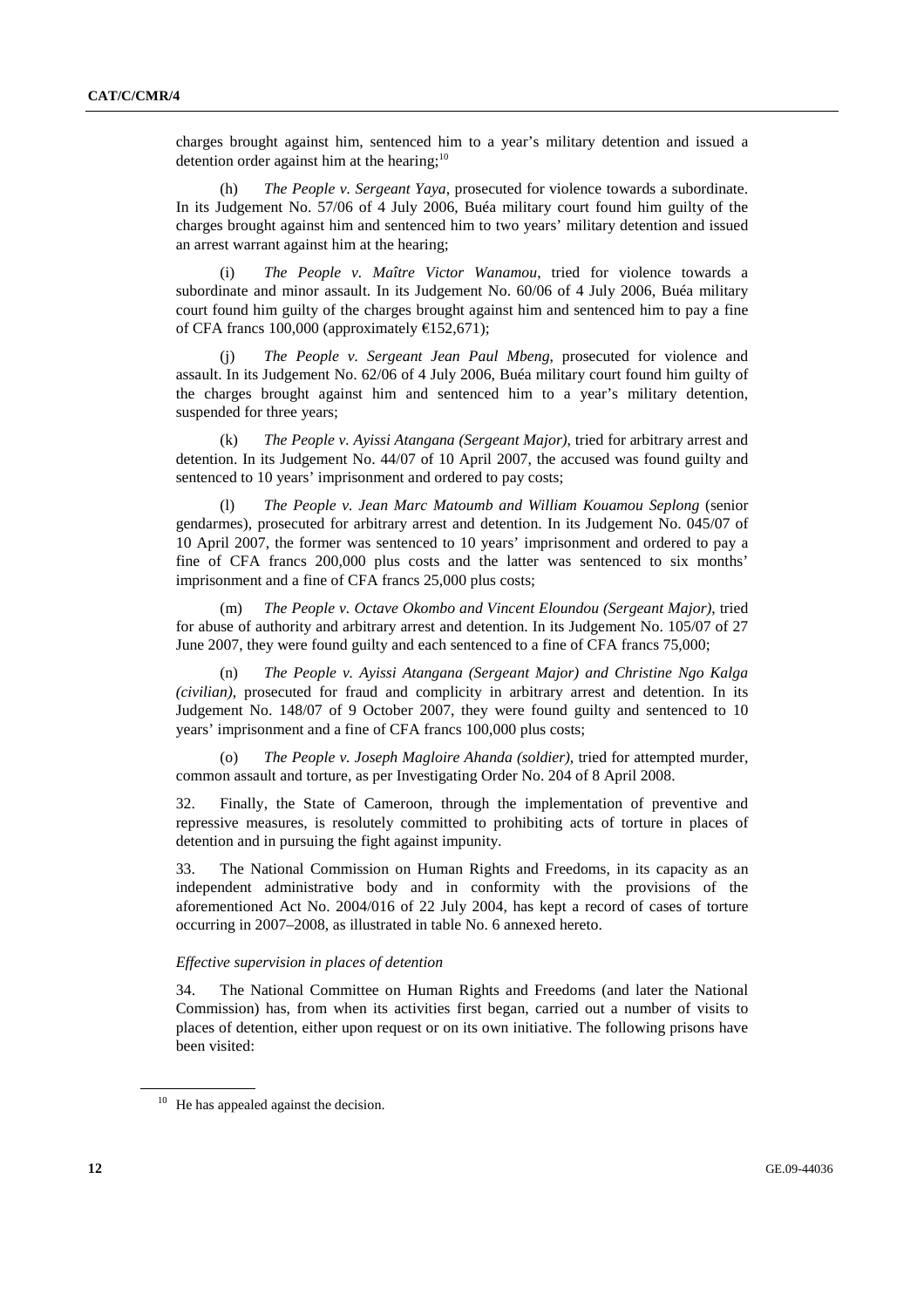charges brought against him, sentenced him to a year's military detention and issued a detention order against him at the hearing;[10]

(h) *The People v. Sergeant Yaya*, prosecuted for violence towards a subordinate. In its Judgement No. 57/06 of 4 July 2006, Buéa military court found him guilty of the charges brought against him and sentenced him to two years' military detention and issued an arrest warrant against him at the hearing;

(i) *The People v. Maître Victor Wanamou*, tried for violence towards a subordinate and minor assault. In its Judgement No. 60/06 of 4 July 2006, Buéa military court found him guilty of the charges brought against him and sentenced him to pay a fine of CFA francs 100,000 (approximately €152,671);

(j) *The People v. Sergeant Jean Paul Mbeng*, prosecuted for violence and assault. In its Judgement No. 62/06 of 4 July 2006, Buéa military court found him guilty of the charges brought against him and sentenced him to a year's military detention, suspended for three years;

(k) *The People v. Ayissi Atangana (Sergeant Major)*, tried for arbitrary arrest and detention. In its Judgement No. 44/07 of 10 April 2007, the accused was found guilty and sentenced to 10 years' imprisonment and ordered to pay costs;

(l) *The People v. Jean Marc Matoumb and William Kouamou Seplong* (senior gendarmes), prosecuted for arbitrary arrest and detention. In its Judgement No. 045/07 of 10 April 2007, the former was sentenced to 10 years' imprisonment and ordered to pay a fine of CFA francs 200,000 plus costs and the latter was sentenced to six months' imprisonment and a fine of CFA francs 25,000 plus costs;

(m) *The People v. Octave Okombo and Vincent Eloundou (Sergeant Major)*, tried for abuse of authority and arbitrary arrest and detention. In its Judgement No. 105/07 of 27 June 2007, they were found guilty and each sentenced to a fine of CFA francs 75,000;

(n) *The People v. Ayissi Atangana (Sergeant Major) and Christine Ngo Kalga (civilian)*, prosecuted for fraud and complicity in arbitrary arrest and detention. In its Judgement No. 148/07 of 9 October 2007, they were found guilty and sentenced to 10 years' imprisonment and a fine of CFA francs 100,000 plus costs;

(o) *The People v. Joseph Magloire Ahanda (soldier)*, tried for attempted murder, common assault and torture, as per Investigating Order No. 204 of 8 April 2008.

32. Finally, the State of Cameroon, through the implementation of preventive and repressive measures, is resolutely committed to prohibiting acts of torture in places of detention and in pursuing the fight against impunity.

33. The National Commission on Human Rights and Freedoms, in its capacity as an independent administrative body and in conformity with the provisions of the aforementioned Act No. 2004/016 of 22 July 2004, has kept a record of cases of torture occurring in 2007–2008, as illustrated in table No. 6 annexed hereto.

*Effective supervision in places of detention*

34. The National Committee on Human Rights and Freedoms (and later the National Commission) has, from when its activities first began, carried out a number of visits to places of detention, either upon request or on its own initiative. The following prisons have been visited:

[10] He has appealed against the decision.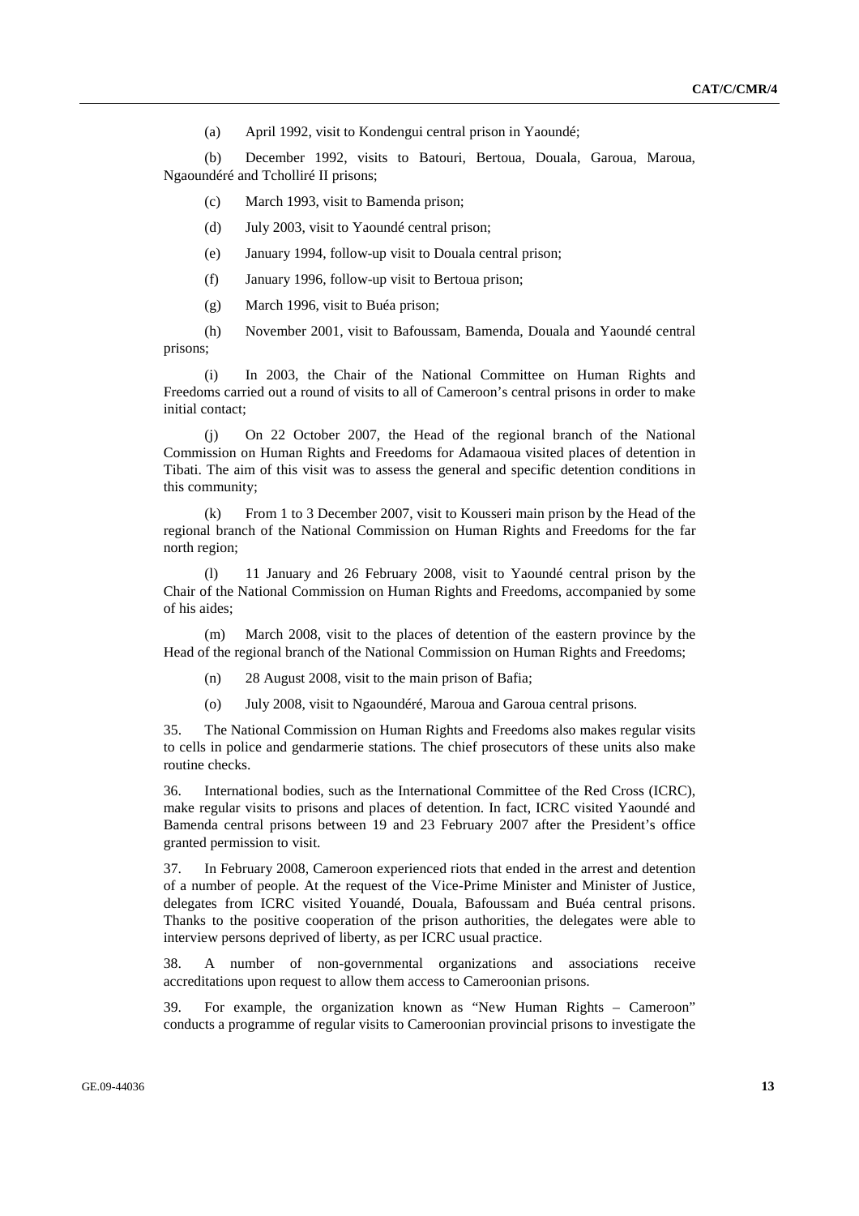(a) April 1992, visit to Kondengui central prison in Yaoundé;

(b) December 1992, visits to Batouri, Bertoua, Douala, Garoua, Maroua, Ngaoundéré and Tcholliré II prisons;

(c) March 1993, visit to Bamenda prison;

(d) July 2003, visit to Yaoundé central prison;

(e) January 1994, follow-up visit to Douala central prison;

(f) January 1996, follow-up visit to Bertoua prison;

(g) March 1996, visit to Buéa prison;

(h) November 2001, visit to Bafoussam, Bamenda, Douala and Yaoundé central prisons;

(i) In 2003, the Chair of the National Committee on Human Rights and Freedoms carried out a round of visits to all of Cameroon's central prisons in order to make initial contact;

(j) On 22 October 2007, the Head of the regional branch of the National Commission on Human Rights and Freedoms for Adamaoua visited places of detention in Tibati. The aim of this visit was to assess the general and specific detention conditions in this community;

(k) From 1 to 3 December 2007, visit to Kousseri main prison by the Head of the regional branch of the National Commission on Human Rights and Freedoms for the far north region;

(l) 11 January and 26 February 2008, visit to Yaoundé central prison by the Chair of the National Commission on Human Rights and Freedoms, accompanied by some of his aides;

(m) March 2008, visit to the places of detention of the eastern province by the Head of the regional branch of the National Commission on Human Rights and Freedoms;

(n) 28 August 2008, visit to the main prison of Bafia;

(o) July 2008, visit to Ngaoundéré, Maroua and Garoua central prisons.

35. The National Commission on Human Rights and Freedoms also makes regular visits to cells in police and gendarmerie stations. The chief prosecutors of these units also make routine checks.

36. International bodies, such as the International Committee of the Red Cross (ICRC), make regular visits to prisons and places of detention. In fact, ICRC visited Yaoundé and Bamenda central prisons between 19 and 23 February 2007 after the President's office granted permission to visit.

37. In February 2008, Cameroon experienced riots that ended in the arrest and detention of a number of people. At the request of the Vice-Prime Minister and Minister of Justice, delegates from ICRC visited Youandé, Douala, Bafoussam and Buéa central prisons. Thanks to the positive cooperation of the prison authorities, the delegates were able to interview persons deprived of liberty, as per ICRC usual practice.

38. A number of non-governmental organizations and associations receive accreditations upon request to allow them access to Cameroonian prisons.

39. For example, the organization known as "New Human Rights – Cameroon" conducts a programme of regular visits to Cameroonian provincial prisons to investigate the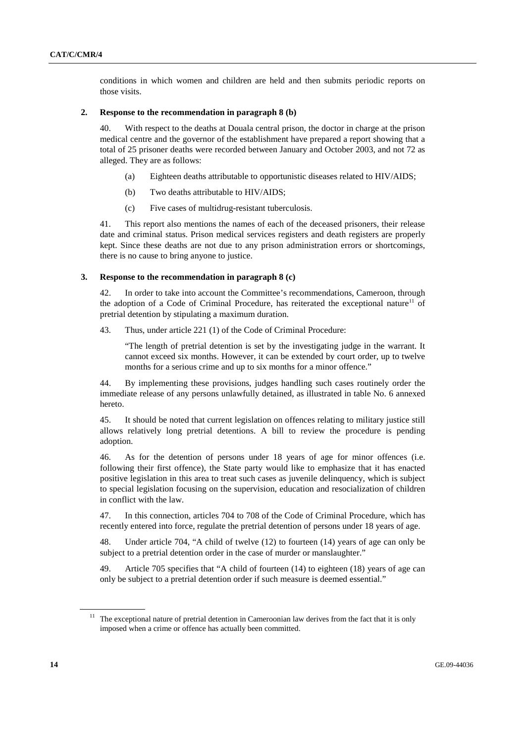conditions in which women and children are held and then submits periodic reports on those visits.

### 2. Response to the recommendation in paragraph 8 (b)

40. With respect to the deaths at Douala central prison, the doctor in charge at the prison medical centre and the governor of the establishment have prepared a report showing that a total of 25 prisoner deaths were recorded between January and October 2003, and not 72 as alleged. They are as follows:

(a) Eighteen deaths attributable to opportunistic diseases related to HIV/AIDS;

(b) Two deaths attributable to HIV/AIDS;

(c) Five cases of multidrug-resistant tuberculosis.

41. This report also mentions the names of each of the deceased prisoners, their release date and criminal status. Prison medical services registers and death registers are properly kept. Since these deaths are not due to any prison administration errors or shortcomings, there is no cause to bring anyone to justice.

### 3. Response to the recommendation in paragraph 8 (c)

42. In order to take into account the Committee's recommendations, Cameroon, through the adoption of a Code of Criminal Procedure, has reiterated the exceptional nature[11] of pretrial detention by stipulating a maximum duration.

43. Thus, under article 221 (1) of the Code of Criminal Procedure:

> "The length of pretrial detention is set by the investigating judge in the warrant. It cannot exceed six months. However, it can be extended by court order, up to twelve months for a serious crime and up to six months for a minor offence."

44. By implementing these provisions, judges handling such cases routinely order the immediate release of any persons unlawfully detained, as illustrated in table No. 6 annexed hereto.

45. It should be noted that current legislation on offences relating to military justice still allows relatively long pretrial detentions. A bill to review the procedure is pending adoption.

46. As for the detention of persons under 18 years of age for minor offences (i.e. following their first offence), the State party would like to emphasize that it has enacted positive legislation in this area to treat such cases as juvenile delinquency, which is subject to special legislation focusing on the supervision, education and resocialization of children in conflict with the law.

47. In this connection, articles 704 to 708 of the Code of Criminal Procedure, which has recently entered into force, regulate the pretrial detention of persons under 18 years of age.

48. Under article 704, "A child of twelve (12) to fourteen (14) years of age can only be subject to a pretrial detention order in the case of murder or manslaughter."

49. Article 705 specifies that "A child of fourteen (14) to eighteen (18) years of age can only be subject to a pretrial detention order if such measure is deemed essential."

---

[11] The exceptional nature of pretrial detention in Cameroonian law derives from the fact that it is only imposed when a crime or offence has actually been committed.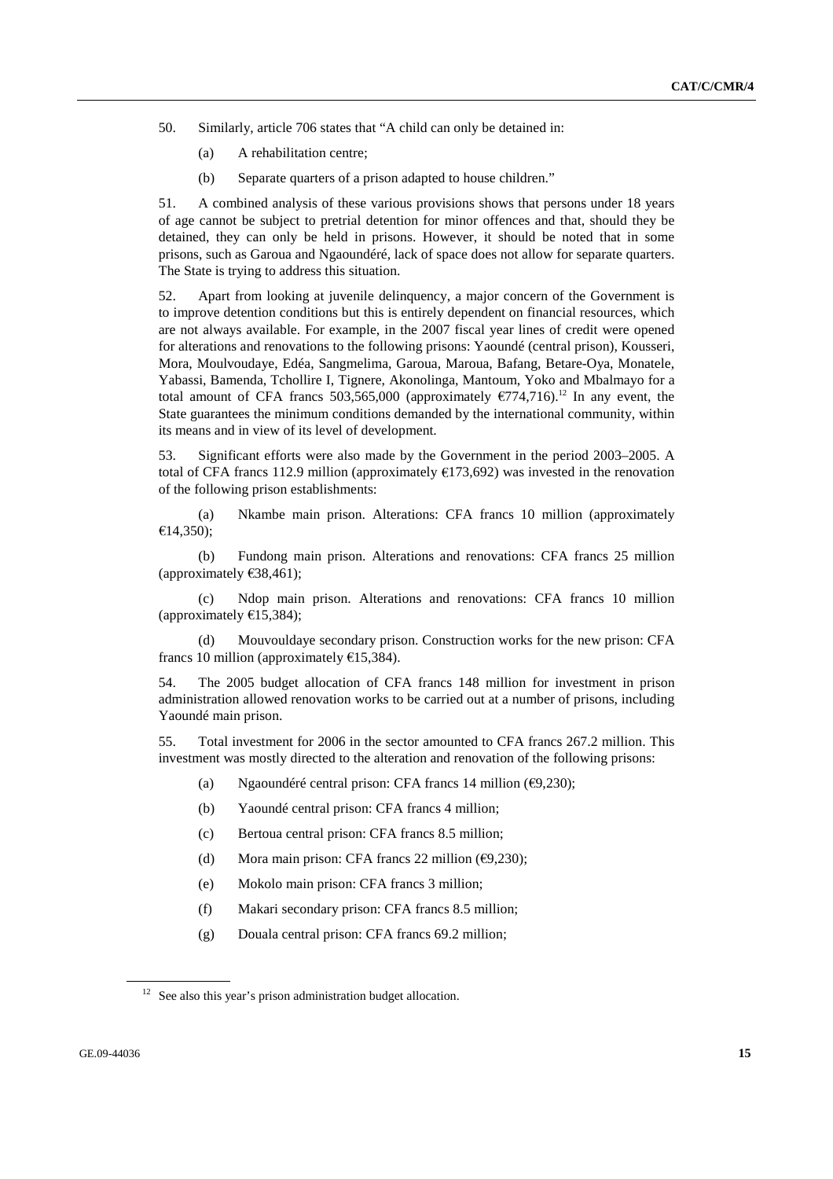50. Similarly, article 706 states that "A child can only be detained in:

(a) A rehabilitation centre;

(b) Separate quarters of a prison adapted to house children."

51. A combined analysis of these various provisions shows that persons under 18 years of age cannot be subject to pretrial detention for minor offences and that, should they be detained, they can only be held in prisons. However, it should be noted that in some prisons, such as Garoua and Ngaoundéré, lack of space does not allow for separate quarters. The State is trying to address this situation.

52. Apart from looking at juvenile delinquency, a major concern of the Government is to improve detention conditions but this is entirely dependent on financial resources, which are not always available. For example, in the 2007 fiscal year lines of credit were opened for alterations and renovations to the following prisons: Yaoundé (central prison), Kousseri, Mora, Moulvoudaye, Edéa, Sangmelima, Garoua, Maroua, Bafang, Betare-Oya, Monatele, Yabassi, Bamenda, Tchollire I, Tignere, Akonolinga, Mantoum, Yoko and Mbalmayo for a total amount of CFA francs 503,565,000 (approximately €774,716).[12] In any event, the State guarantees the minimum conditions demanded by the international community, within its means and in view of its level of development.

53. Significant efforts were also made by the Government in the period 2003–2005. A total of CFA francs 112.9 million (approximately €173,692) was invested in the renovation of the following prison establishments:

(a) Nkambe main prison. Alterations: CFA francs 10 million (approximately €14,350);

(b) Fundong main prison. Alterations and renovations: CFA francs 25 million (approximately €38,461);

(c) Ndop main prison. Alterations and renovations: CFA francs 10 million (approximately €15,384);

(d) Mouvouldaye secondary prison. Construction works for the new prison: CFA francs 10 million (approximately €15,384).

54. The 2005 budget allocation of CFA francs 148 million for investment in prison administration allowed renovation works to be carried out at a number of prisons, including Yaoundé main prison.

55. Total investment for 2006 in the sector amounted to CFA francs 267.2 million. This investment was mostly directed to the alteration and renovation of the following prisons:

(a) Ngaoundéré central prison: CFA francs 14 million (€9,230);

(b) Yaoundé central prison: CFA francs 4 million;

(c) Bertoua central prison: CFA francs 8.5 million;

(d) Mora main prison: CFA francs 22 million (€9,230);

(e) Mokolo main prison: CFA francs 3 million;

(f) Makari secondary prison: CFA francs 8.5 million;

(g) Douala central prison: CFA francs 69.2 million;

[12] See also this year's prison administration budget allocation.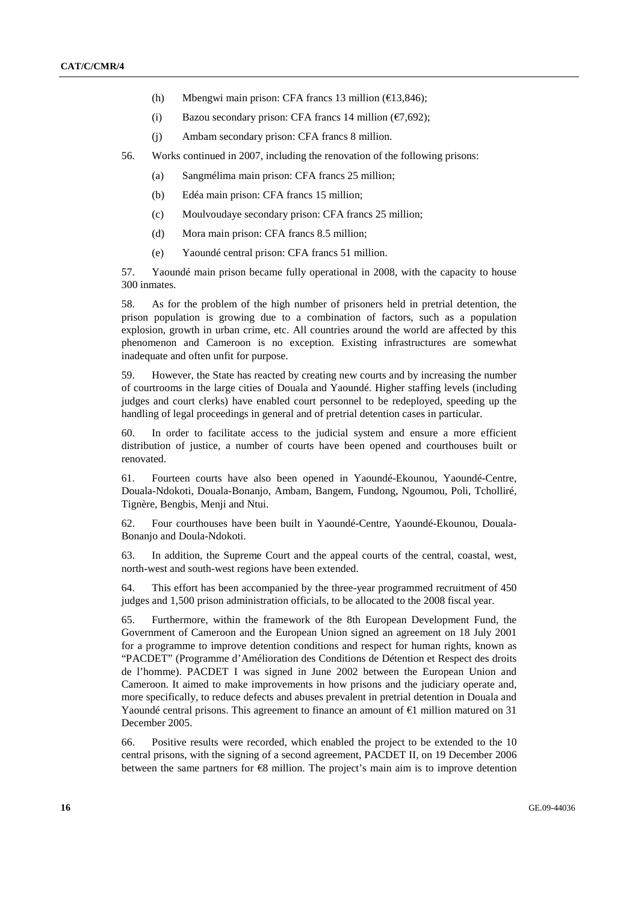(h) Mbengwi main prison: CFA francs 13 million (€13,846);

(i) Bazou secondary prison: CFA francs 14 million (€7,692);

(j) Ambam secondary prison: CFA francs 8 million.

56. Works continued in 2007, including the renovation of the following prisons:

(a) Sangmélima main prison: CFA francs 25 million;

(b) Edéa main prison: CFA francs 15 million;

(c) Moulvoudaye secondary prison: CFA francs 25 million;

(d) Mora main prison: CFA francs 8.5 million;

(e) Yaoundé central prison: CFA francs 51 million.

57. Yaoundé main prison became fully operational in 2008, with the capacity to house 300 inmates.

58. As for the problem of the high number of prisoners held in pretrial detention, the prison population is growing due to a combination of factors, such as a population explosion, growth in urban crime, etc. All countries around the world are affected by this phenomenon and Cameroon is no exception. Existing infrastructures are somewhat inadequate and often unfit for purpose.

59. However, the State has reacted by creating new courts and by increasing the number of courtrooms in the large cities of Douala and Yaoundé. Higher staffing levels (including judges and court clerks) have enabled court personnel to be redeployed, speeding up the handling of legal proceedings in general and of pretrial detention cases in particular.

60. In order to facilitate access to the judicial system and ensure a more efficient distribution of justice, a number of courts have been opened and courthouses built or renovated.

61. Fourteen courts have also been opened in Yaoundé-Ekounou, Yaoundé-Centre, Douala-Ndokoti, Douala-Bonanjo, Ambam, Bangem, Fundong, Ngoumou, Poli, Tcholliré, Tignère, Bengbis, Menji and Ntui.

62. Four courthouses have been built in Yaoundé-Centre, Yaoundé-Ekounou, Douala-Bonanjo and Doula-Ndokoti.

63. In addition, the Supreme Court and the appeal courts of the central, coastal, west, north-west and south-west regions have been extended.

64. This effort has been accompanied by the three-year programmed recruitment of 450 judges and 1,500 prison administration officials, to be allocated to the 2008 fiscal year.

65. Furthermore, within the framework of the 8th European Development Fund, the Government of Cameroon and the European Union signed an agreement on 18 July 2001 for a programme to improve detention conditions and respect for human rights, known as "PACDET" (Programme d'Amélioration des Conditions de Détention et Respect des droits de l'homme). PACDET I was signed in June 2002 between the European Union and Cameroon. It aimed to make improvements in how prisons and the judiciary operate and, more specifically, to reduce defects and abuses prevalent in pretrial detention in Douala and Yaoundé central prisons. This agreement to finance an amount of €1 million matured on 31 December 2005.

66. Positive results were recorded, which enabled the project to be extended to the 10 central prisons, with the signing of a second agreement, PACDET II, on 19 December 2006 between the same partners for €8 million. The project's main aim is to improve detention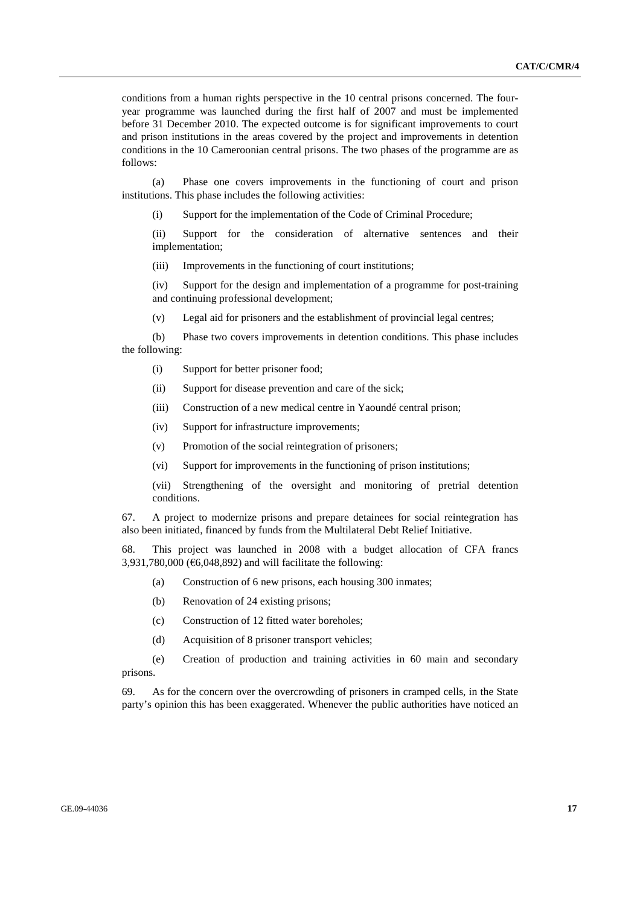conditions from a human rights perspective in the 10 central prisons concerned. The four-year programme was launched during the first half of 2007 and must be implemented before 31 December 2010. The expected outcome is for significant improvements to court and prison institutions in the areas covered by the project and improvements in detention conditions in the 10 Cameroonian central prisons. The two phases of the programme are as follows:

(a) Phase one covers improvements in the functioning of court and prison institutions. This phase includes the following activities:

(i) Support for the implementation of the Code of Criminal Procedure;

(ii) Support for the consideration of alternative sentences and their implementation;

(iii) Improvements in the functioning of court institutions;

(iv) Support for the design and implementation of a programme for post-training and continuing professional development;

(v) Legal aid for prisoners and the establishment of provincial legal centres;

(b) Phase two covers improvements in detention conditions. This phase includes the following:

(i) Support for better prisoner food;

(ii) Support for disease prevention and care of the sick;

(iii) Construction of a new medical centre in Yaoundé central prison;

(iv) Support for infrastructure improvements;

(v) Promotion of the social reintegration of prisoners;

(vi) Support for improvements in the functioning of prison institutions;

(vii) Strengthening of the oversight and monitoring of pretrial detention conditions.

67. A project to modernize prisons and prepare detainees for social reintegration has also been initiated, financed by funds from the Multilateral Debt Relief Initiative.

68. This project was launched in 2008 with a budget allocation of CFA francs 3,931,780,000 (€6,048,892) and will facilitate the following:

(a) Construction of 6 new prisons, each housing 300 inmates;

(b) Renovation of 24 existing prisons;

(c) Construction of 12 fitted water boreholes;

(d) Acquisition of 8 prisoner transport vehicles;

(e) Creation of production and training activities in 60 main and secondary prisons.

69. As for the concern over the overcrowding of prisoners in cramped cells, in the State party's opinion this has been exaggerated. Whenever the public authorities have noticed an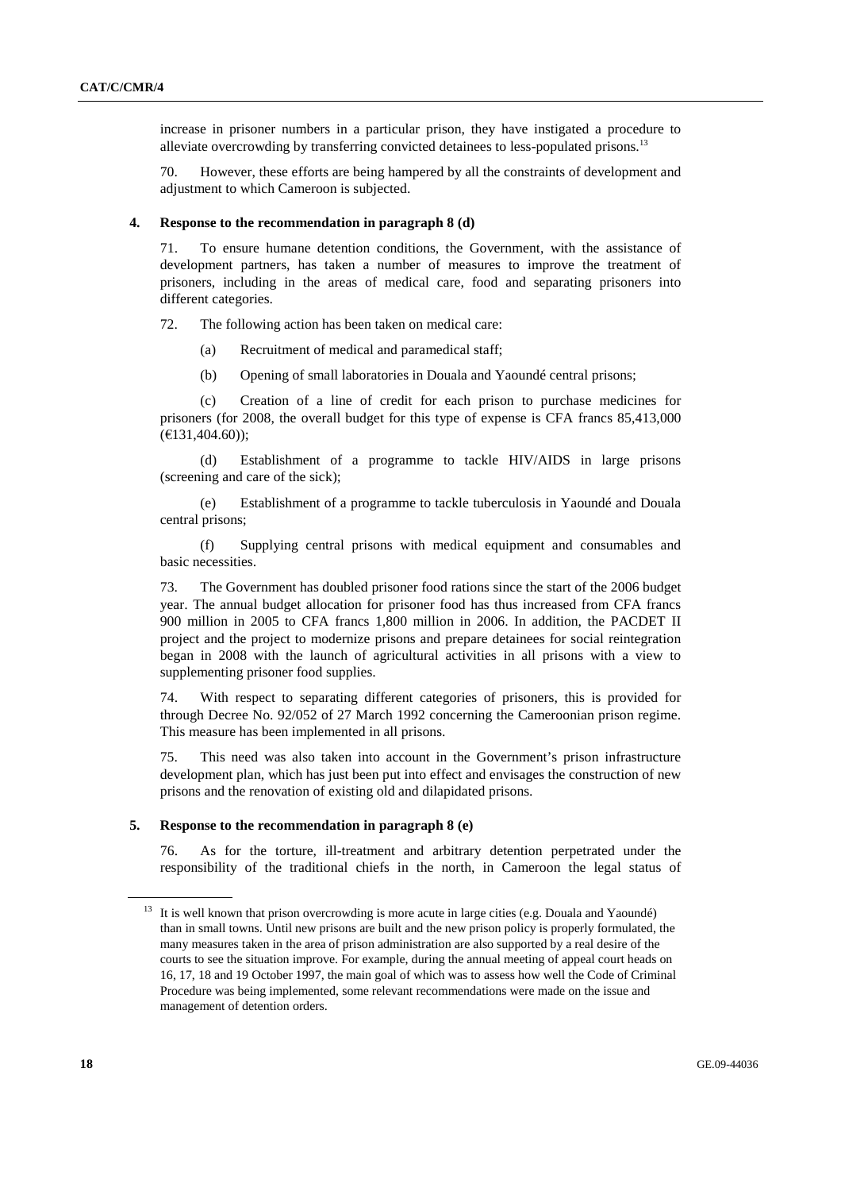increase in prisoner numbers in a particular prison, they have instigated a procedure to alleviate overcrowding by transferring convicted detainees to less-populated prisons.[13]

70. However, these efforts are being hampered by all the constraints of development and adjustment to which Cameroon is subjected.

#### 4. Response to the recommendation in paragraph 8 (d)

71. To ensure humane detention conditions, the Government, with the assistance of development partners, has taken a number of measures to improve the treatment of prisoners, including in the areas of medical care, food and separating prisoners into different categories.

72. The following action has been taken on medical care:

(a) Recruitment of medical and paramedical staff;

(b) Opening of small laboratories in Douala and Yaoundé central prisons;

(c) Creation of a line of credit for each prison to purchase medicines for prisoners (for 2008, the overall budget for this type of expense is CFA francs 85,413,000 (€131,404.60));

(d) Establishment of a programme to tackle HIV/AIDS in large prisons (screening and care of the sick);

(e) Establishment of a programme to tackle tuberculosis in Yaoundé and Douala central prisons;

(f) Supplying central prisons with medical equipment and consumables and basic necessities.

73. The Government has doubled prisoner food rations since the start of the 2006 budget year. The annual budget allocation for prisoner food has thus increased from CFA francs 900 million in 2005 to CFA francs 1,800 million in 2006. In addition, the PACDET II project and the project to modernize prisons and prepare detainees for social reintegration began in 2008 with the launch of agricultural activities in all prisons with a view to supplementing prisoner food supplies.

74. With respect to separating different categories of prisoners, this is provided for through Decree No. 92/052 of 27 March 1992 concerning the Cameroonian prison regime. This measure has been implemented in all prisons.

75. This need was also taken into account in the Government's prison infrastructure development plan, which has just been put into effect and envisages the construction of new prisons and the renovation of existing old and dilapidated prisons.

#### 5. Response to the recommendation in paragraph 8 (e)

76. As for the torture, ill-treatment and arbitrary detention perpetrated under the responsibility of the traditional chiefs in the north, in Cameroon the legal status of

---

[13] It is well known that prison overcrowding is more acute in large cities (e.g. Douala and Yaoundé) than in small towns. Until new prisons are built and the new prison policy is properly formulated, the many measures taken in the area of prison administration are also supported by a real desire of the courts to see the situation improve. For example, during the annual meeting of appeal court heads on 16, 17, 18 and 19 October 1997, the main goal of which was to assess how well the Code of Criminal Procedure was being implemented, some relevant recommendations were made on the issue and management of detention orders.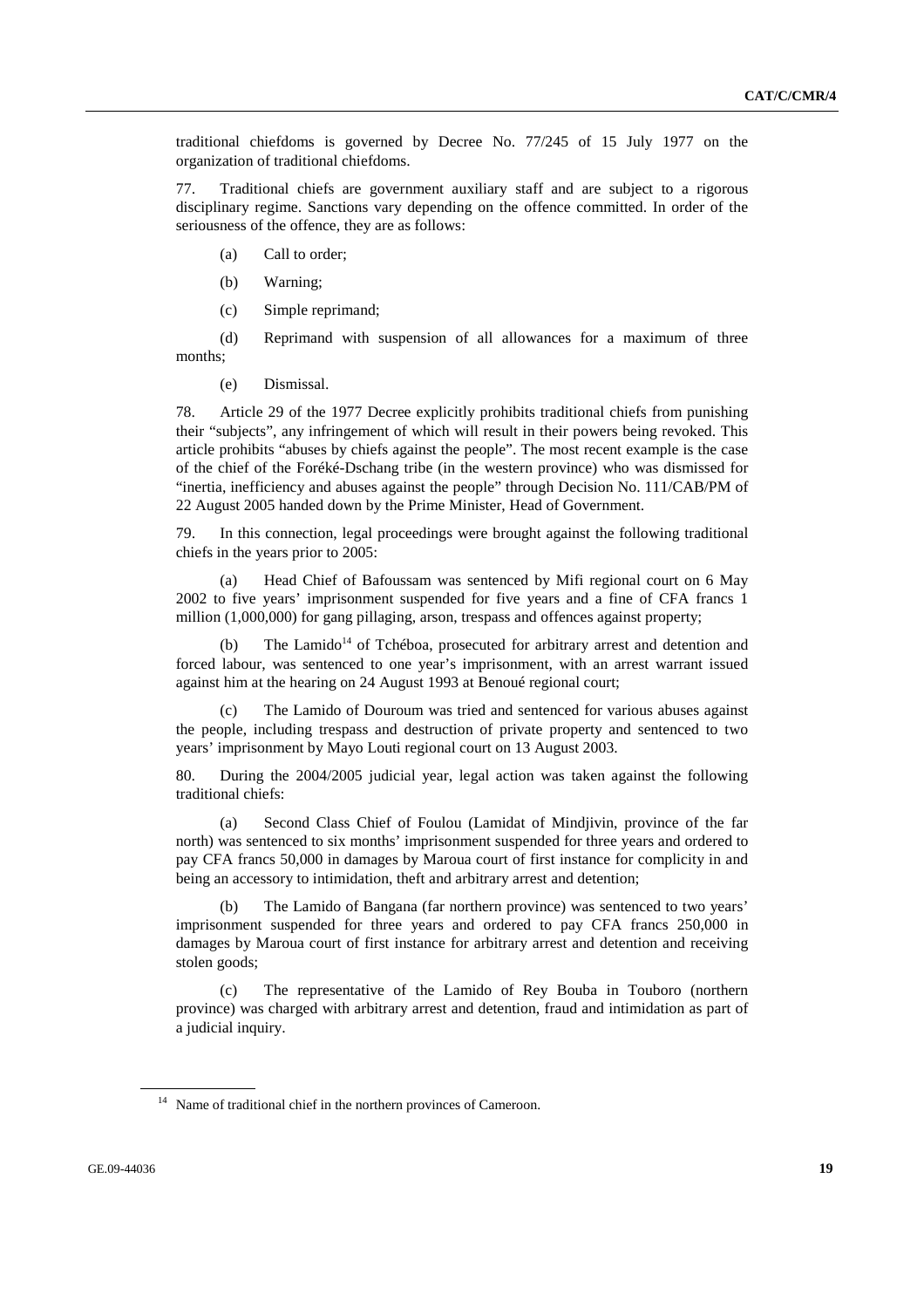traditional chiefdoms is governed by Decree No. 77/245 of 15 July 1977 on the organization of traditional chiefdoms.

77. Traditional chiefs are government auxiliary staff and are subject to a rigorous disciplinary regime. Sanctions vary depending on the offence committed. In order of the seriousness of the offence, they are as follows:

(a) Call to order;

(b) Warning;

(c) Simple reprimand;

(d) Reprimand with suspension of all allowances for a maximum of three months;

(e) Dismissal.

78. Article 29 of the 1977 Decree explicitly prohibits traditional chiefs from punishing their "subjects", any infringement of which will result in their powers being revoked. This article prohibits "abuses by chiefs against the people". The most recent example is the case of the chief of the Foréké-Dschang tribe (in the western province) who was dismissed for "inertia, inefficiency and abuses against the people" through Decision No. 111/CAB/PM of 22 August 2005 handed down by the Prime Minister, Head of Government.

79. In this connection, legal proceedings were brought against the following traditional chiefs in the years prior to 2005:

(a) Head Chief of Bafoussam was sentenced by Mifi regional court on 6 May 2002 to five years' imprisonment suspended for five years and a fine of CFA francs 1 million (1,000,000) for gang pillaging, arson, trespass and offences against property;

(b) The Lamido[14] of Tchéboa, prosecuted for arbitrary arrest and detention and forced labour, was sentenced to one year's imprisonment, with an arrest warrant issued against him at the hearing on 24 August 1993 at Benoué regional court;

(c) The Lamido of Douroum was tried and sentenced for various abuses against the people, including trespass and destruction of private property and sentenced to two years' imprisonment by Mayo Louti regional court on 13 August 2003.

80. During the 2004/2005 judicial year, legal action was taken against the following traditional chiefs:

(a) Second Class Chief of Foulou (Lamidat of Mindjivin, province of the far north) was sentenced to six months' imprisonment suspended for three years and ordered to pay CFA francs 50,000 in damages by Maroua court of first instance for complicity in and being an accessory to intimidation, theft and arbitrary arrest and detention;

(b) The Lamido of Bangana (far northern province) was sentenced to two years' imprisonment suspended for three years and ordered to pay CFA francs 250,000 in damages by Maroua court of first instance for arbitrary arrest and detention and receiving stolen goods;

(c) The representative of the Lamido of Rey Bouba in Touboro (northern province) was charged with arbitrary arrest and detention, fraud and intimidation as part of a judicial inquiry.

---

[14] Name of traditional chief in the northern provinces of Cameroon.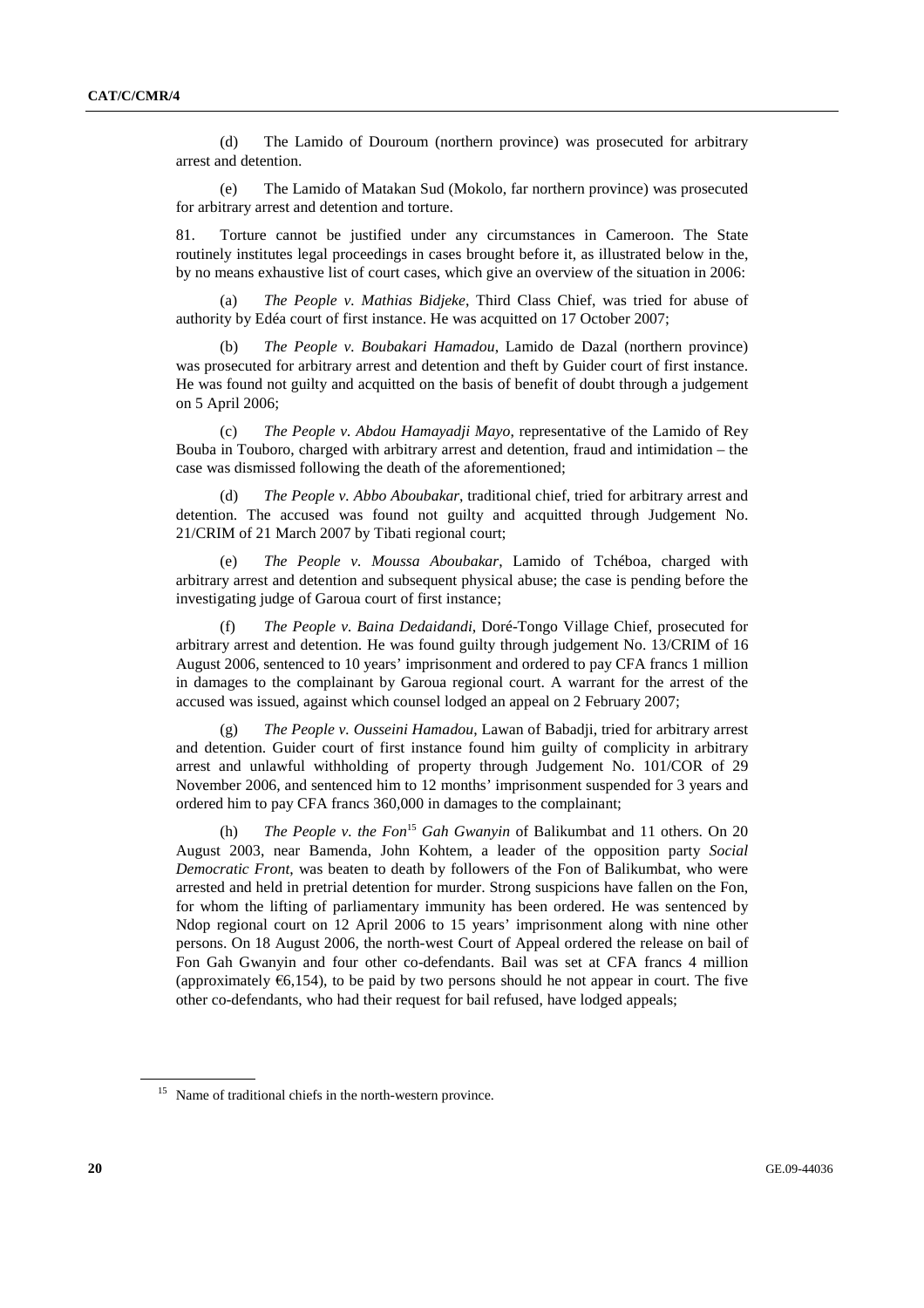(d) The Lamido of Douroum (northern province) was prosecuted for arbitrary arrest and detention.

(e) The Lamido of Matakan Sud (Mokolo, far northern province) was prosecuted for arbitrary arrest and detention and torture.

81. Torture cannot be justified under any circumstances in Cameroon. The State routinely institutes legal proceedings in cases brought before it, as illustrated below in the, by no means exhaustive list of court cases, which give an overview of the situation in 2006:

(a) *The People v. Mathias Bidjeke*, Third Class Chief, was tried for abuse of authority by Edéa court of first instance. He was acquitted on 17 October 2007;

(b) *The People v. Boubakari Hamadou*, Lamido de Dazal (northern province) was prosecuted for arbitrary arrest and detention and theft by Guider court of first instance. He was found not guilty and acquitted on the basis of benefit of doubt through a judgement on 5 April 2006;

(c) *The People v. Abdou Hamayadji Mayo*, representative of the Lamido of Rey Bouba in Touboro, charged with arbitrary arrest and detention, fraud and intimidation – the case was dismissed following the death of the aforementioned;

(d) *The People v. Abbo Aboubakar*, traditional chief, tried for arbitrary arrest and detention. The accused was found not guilty and acquitted through Judgement No. 21/CRIM of 21 March 2007 by Tibati regional court;

(e) *The People v. Moussa Aboubakar*, Lamido of Tchéboa, charged with arbitrary arrest and detention and subsequent physical abuse; the case is pending before the investigating judge of Garoua court of first instance;

(f) *The People v. Baina Dedaidandi*, Doré-Tongo Village Chief, prosecuted for arbitrary arrest and detention. He was found guilty through judgement No. 13/CRIM of 16 August 2006, sentenced to 10 years' imprisonment and ordered to pay CFA francs 1 million in damages to the complainant by Garoua regional court. A warrant for the arrest of the accused was issued, against which counsel lodged an appeal on 2 February 2007;

(g) *The People v. Ousseini Hamadou*, Lawan of Babadji, tried for arbitrary arrest and detention. Guider court of first instance found him guilty of complicity in arbitrary arrest and unlawful withholding of property through Judgement No. 101/COR of 29 November 2006, and sentenced him to 12 months' imprisonment suspended for 3 years and ordered him to pay CFA francs 360,000 in damages to the complainant;

(h) *The People v. the Fon*[15] *Gah Gwanyin* of Balikumbat and 11 others. On 20 August 2003, near Bamenda, John Kohtem, a leader of the opposition party *Social Democratic Front*, was beaten to death by followers of the Fon of Balikumbat, who were arrested and held in pretrial detention for murder. Strong suspicions have fallen on the Fon, for whom the lifting of parliamentary immunity has been ordered. He was sentenced by Ndop regional court on 12 April 2006 to 15 years' imprisonment along with nine other persons. On 18 August 2006, the north-west Court of Appeal ordered the release on bail of Fon Gah Gwanyin and four other co-defendants. Bail was set at CFA francs 4 million (approximately €6,154), to be paid by two persons should he not appear in court. The five other co-defendants, who had their request for bail refused, have lodged appeals;

[15] Name of traditional chiefs in the north-western province.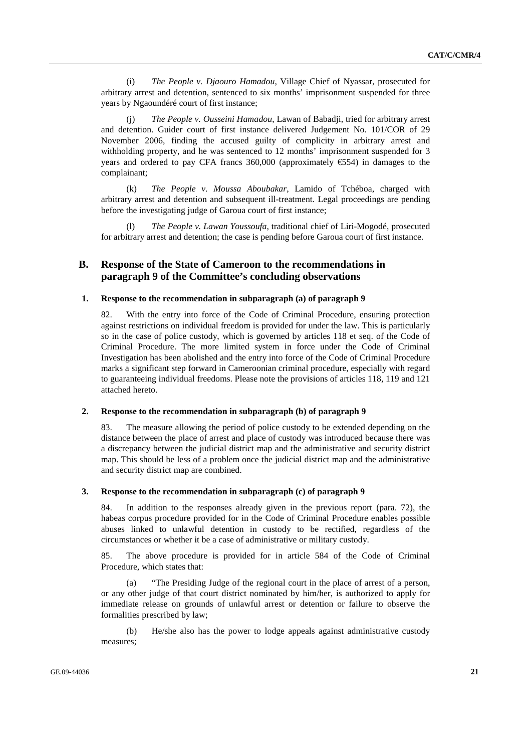(i) *The People v. Djaouro Hamadou*, Village Chief of Nyassar, prosecuted for arbitrary arrest and detention, sentenced to six months' imprisonment suspended for three years by Ngaoundéré court of first instance;

(j) *The People v. Ousseini Hamadou*, Lawan of Babadji, tried for arbitrary arrest and detention. Guider court of first instance delivered Judgement No. 101/COR of 29 November 2006, finding the accused guilty of complicity in arbitrary arrest and withholding property, and he was sentenced to 12 months' imprisonment suspended for 3 years and ordered to pay CFA francs 360,000 (approximately €554) in damages to the complainant;

(k) *The People v. Moussa Aboubakar*, Lamido of Tchéboa, charged with arbitrary arrest and detention and subsequent ill-treatment. Legal proceedings are pending before the investigating judge of Garoua court of first instance;

(l) *The People v. Lawan Youssoufa*, traditional chief of Liri-Mogodé, prosecuted for arbitrary arrest and detention; the case is pending before Garoua court of first instance.

## B. Response of the State of Cameroon to the recommendations in paragraph 9 of the Committee's concluding observations

### 1. Response to the recommendation in subparagraph (a) of paragraph 9

82. With the entry into force of the Code of Criminal Procedure, ensuring protection against restrictions on individual freedom is provided for under the law. This is particularly so in the case of police custody, which is governed by articles 118 et seq. of the Code of Criminal Procedure. The more limited system in force under the Code of Criminal Investigation has been abolished and the entry into force of the Code of Criminal Procedure marks a significant step forward in Cameroonian criminal procedure, especially with regard to guaranteeing individual freedoms. Please note the provisions of articles 118, 119 and 121 attached hereto.

### 2. Response to the recommendation in subparagraph (b) of paragraph 9

83. The measure allowing the period of police custody to be extended depending on the distance between the place of arrest and place of custody was introduced because there was a discrepancy between the judicial district map and the administrative and security district map. This should be less of a problem once the judicial district map and the administrative and security district map are combined.

### 3. Response to the recommendation in subparagraph (c) of paragraph 9

84. In addition to the responses already given in the previous report (para. 72), the habeas corpus procedure provided for in the Code of Criminal Procedure enables possible abuses linked to unlawful detention in custody to be rectified, regardless of the circumstances or whether it be a case of administrative or military custody.

85. The above procedure is provided for in article 584 of the Code of Criminal Procedure, which states that:

(a) "The Presiding Judge of the regional court in the place of arrest of a person, or any other judge of that court district nominated by him/her, is authorized to apply for immediate release on grounds of unlawful arrest or detention or failure to observe the formalities prescribed by law;

(b) He/she also has the power to lodge appeals against administrative custody measures;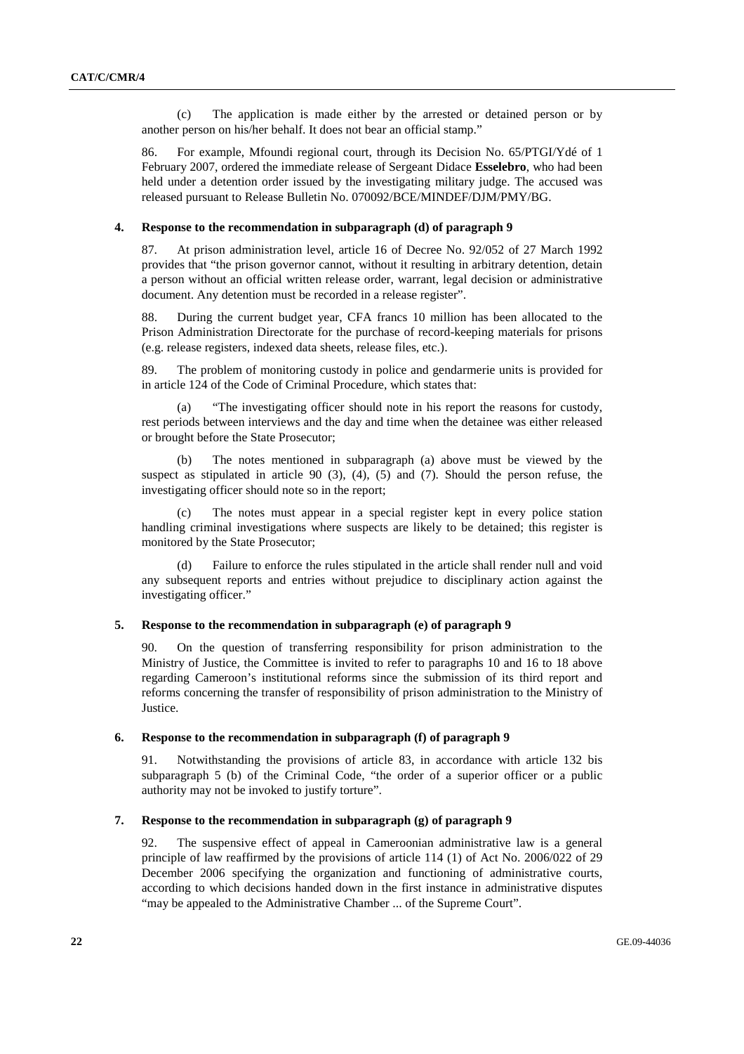(c) The application is made either by the arrested or detained person or by another person on his/her behalf. It does not bear an official stamp."

86. For example, Mfoundi regional court, through its Decision No. 65/PTGI/Ydé of 1 February 2007, ordered the immediate release of Sergeant Didace **Esselebro**, who had been held under a detention order issued by the investigating military judge. The accused was released pursuant to Release Bulletin No. 070092/BCE/MINDEF/DJM/PMY/BG.

### 4. Response to the recommendation in subparagraph (d) of paragraph 9

87. At prison administration level, article 16 of Decree No. 92/052 of 27 March 1992 provides that "the prison governor cannot, without it resulting in arbitrary detention, detain a person without an official written release order, warrant, legal decision or administrative document. Any detention must be recorded in a release register".

88. During the current budget year, CFA francs 10 million has been allocated to the Prison Administration Directorate for the purchase of record-keeping materials for prisons (e.g. release registers, indexed data sheets, release files, etc.).

89. The problem of monitoring custody in police and gendarmerie units is provided for in article 124 of the Code of Criminal Procedure, which states that:

(a) "The investigating officer should note in his report the reasons for custody, rest periods between interviews and the day and time when the detainee was either released or brought before the State Prosecutor;

(b) The notes mentioned in subparagraph (a) above must be viewed by the suspect as stipulated in article 90 (3), (4), (5) and (7). Should the person refuse, the investigating officer should note so in the report;

(c) The notes must appear in a special register kept in every police station handling criminal investigations where suspects are likely to be detained; this register is monitored by the State Prosecutor;

(d) Failure to enforce the rules stipulated in the article shall render null and void any subsequent reports and entries without prejudice to disciplinary action against the investigating officer."

### 5. Response to the recommendation in subparagraph (e) of paragraph 9

90. On the question of transferring responsibility for prison administration to the Ministry of Justice, the Committee is invited to refer to paragraphs 10 and 16 to 18 above regarding Cameroon's institutional reforms since the submission of its third report and reforms concerning the transfer of responsibility of prison administration to the Ministry of Justice.

### 6. Response to the recommendation in subparagraph (f) of paragraph 9

91. Notwithstanding the provisions of article 83, in accordance with article 132 bis subparagraph 5 (b) of the Criminal Code, "the order of a superior officer or a public authority may not be invoked to justify torture".

### 7. Response to the recommendation in subparagraph (g) of paragraph 9

92. The suspensive effect of appeal in Cameroonian administrative law is a general principle of law reaffirmed by the provisions of article 114 (1) of Act No. 2006/022 of 29 December 2006 specifying the organization and functioning of administrative courts, according to which decisions handed down in the first instance in administrative disputes "may be appealed to the Administrative Chamber ... of the Supreme Court".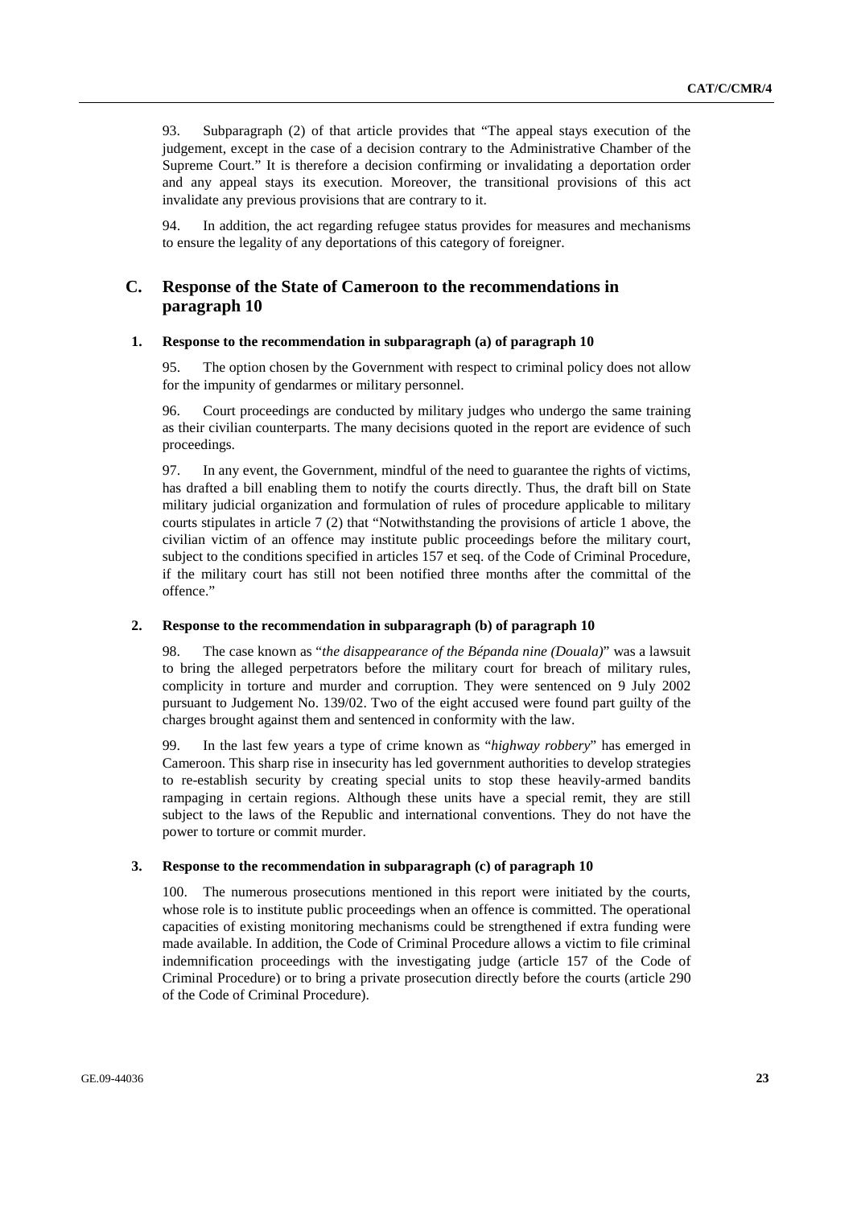93. Subparagraph (2) of that article provides that "The appeal stays execution of the judgement, except in the case of a decision contrary to the Administrative Chamber of the Supreme Court." It is therefore a decision confirming or invalidating a deportation order and any appeal stays its execution. Moreover, the transitional provisions of this act invalidate any previous provisions that are contrary to it.

94. In addition, the act regarding refugee status provides for measures and mechanisms to ensure the legality of any deportations of this category of foreigner.

## C. Response of the State of Cameroon to the recommendations in paragraph 10

### 1. Response to the recommendation in subparagraph (a) of paragraph 10

95. The option chosen by the Government with respect to criminal policy does not allow for the impunity of gendarmes or military personnel.

96. Court proceedings are conducted by military judges who undergo the same training as their civilian counterparts. The many decisions quoted in the report are evidence of such proceedings.

97. In any event, the Government, mindful of the need to guarantee the rights of victims, has drafted a bill enabling them to notify the courts directly. Thus, the draft bill on State military judicial organization and formulation of rules of procedure applicable to military courts stipulates in article 7 (2) that "Notwithstanding the provisions of article 1 above, the civilian victim of an offence may institute public proceedings before the military court, subject to the conditions specified in articles 157 et seq. of the Code of Criminal Procedure, if the military court has still not been notified three months after the committal of the offence."

### 2. Response to the recommendation in subparagraph (b) of paragraph 10

98. The case known as "*the disappearance of the Bépanda nine (Douala)*" was a lawsuit to bring the alleged perpetrators before the military court for breach of military rules, complicity in torture and murder and corruption. They were sentenced on 9 July 2002 pursuant to Judgement No. 139/02. Two of the eight accused were found part guilty of the charges brought against them and sentenced in conformity with the law.

99. In the last few years a type of crime known as "*highway robbery*" has emerged in Cameroon. This sharp rise in insecurity has led government authorities to develop strategies to re-establish security by creating special units to stop these heavily-armed bandits rampaging in certain regions. Although these units have a special remit, they are still subject to the laws of the Republic and international conventions. They do not have the power to torture or commit murder.

### 3. Response to the recommendation in subparagraph (c) of paragraph 10

100. The numerous prosecutions mentioned in this report were initiated by the courts, whose role is to institute public proceedings when an offence is committed. The operational capacities of existing monitoring mechanisms could be strengthened if extra funding were made available. In addition, the Code of Criminal Procedure allows a victim to file criminal indemnification proceedings with the investigating judge (article 157 of the Code of Criminal Procedure) or to bring a private prosecution directly before the courts (article 290 of the Code of Criminal Procedure).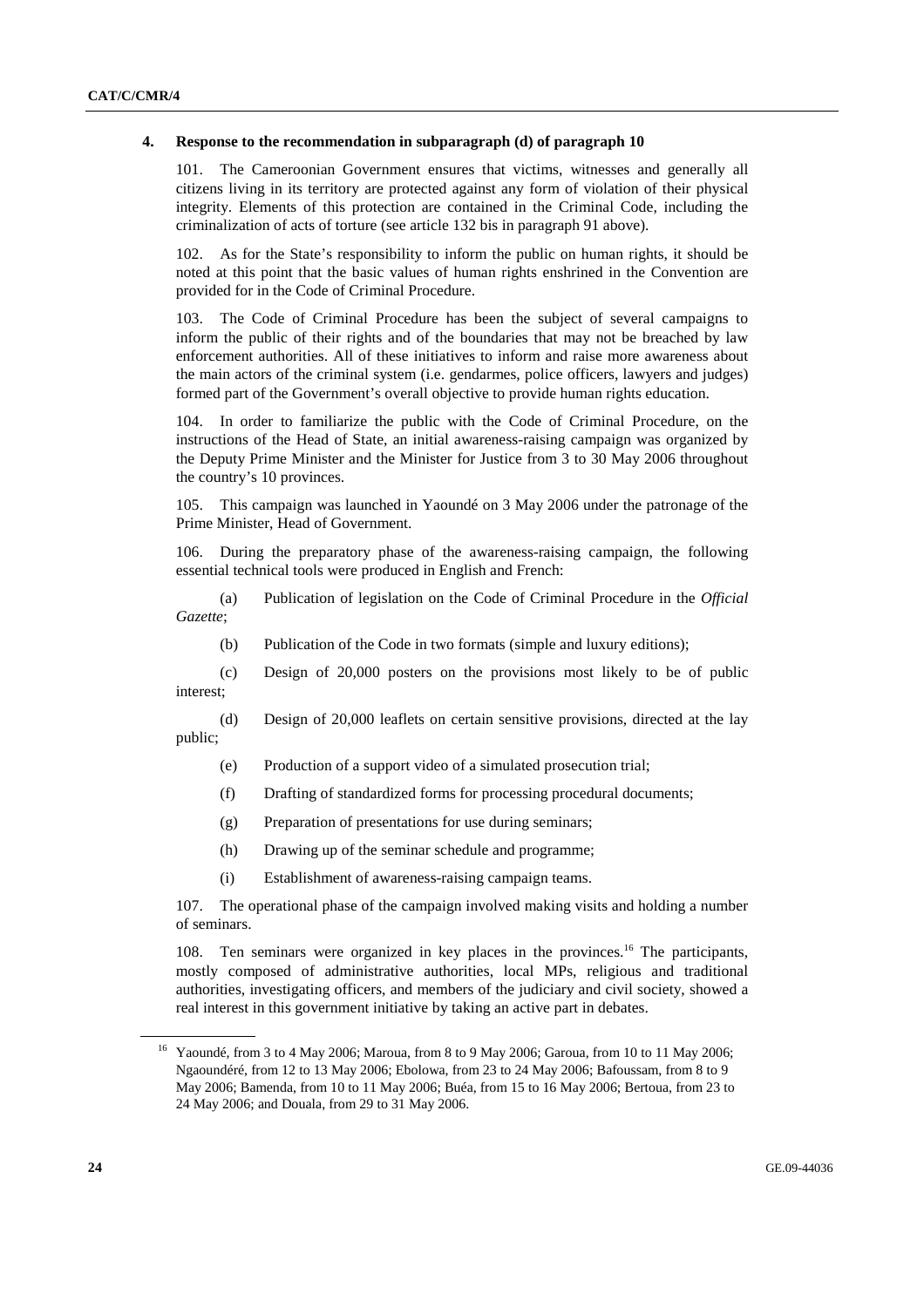#### 4. Response to the recommendation in subparagraph (d) of paragraph 10

101. The Cameroonian Government ensures that victims, witnesses and generally all citizens living in its territory are protected against any form of violation of their physical integrity. Elements of this protection are contained in the Criminal Code, including the criminalization of acts of torture (see article 132 bis in paragraph 91 above).

102. As for the State's responsibility to inform the public on human rights, it should be noted at this point that the basic values of human rights enshrined in the Convention are provided for in the Code of Criminal Procedure.

103. The Code of Criminal Procedure has been the subject of several campaigns to inform the public of their rights and of the boundaries that may not be breached by law enforcement authorities. All of these initiatives to inform and raise more awareness about the main actors of the criminal system (i.e. gendarmes, police officers, lawyers and judges) formed part of the Government's overall objective to provide human rights education.

104. In order to familiarize the public with the Code of Criminal Procedure, on the instructions of the Head of State, an initial awareness-raising campaign was organized by the Deputy Prime Minister and the Minister for Justice from 3 to 30 May 2006 throughout the country's 10 provinces.

105. This campaign was launched in Yaoundé on 3 May 2006 under the patronage of the Prime Minister, Head of Government.

106. During the preparatory phase of the awareness-raising campaign, the following essential technical tools were produced in English and French:

(a) Publication of legislation on the Code of Criminal Procedure in the *Official Gazette*;

(b) Publication of the Code in two formats (simple and luxury editions);

(c) Design of 20,000 posters on the provisions most likely to be of public interest;

(d) Design of 20,000 leaflets on certain sensitive provisions, directed at the lay public;

(e) Production of a support video of a simulated prosecution trial;

(f) Drafting of standardized forms for processing procedural documents;

(g) Preparation of presentations for use during seminars;

(h) Drawing up of the seminar schedule and programme;

(i) Establishment of awareness-raising campaign teams.

107. The operational phase of the campaign involved making visits and holding a number of seminars.

108. Ten seminars were organized in key places in the provinces.[16] The participants, mostly composed of administrative authorities, local MPs, religious and traditional authorities, investigating officers, and members of the judiciary and civil society, showed a real interest in this government initiative by taking an active part in debates.

---

[16] Yaoundé, from 3 to 4 May 2006; Maroua, from 8 to 9 May 2006; Garoua, from 10 to 11 May 2006; Ngaoundéré, from 12 to 13 May 2006; Ebolowa, from 23 to 24 May 2006; Bafoussam, from 8 to 9 May 2006; Bamenda, from 10 to 11 May 2006; Buéa, from 15 to 16 May 2006; Bertoua, from 23 to 24 May 2006; and Douala, from 29 to 31 May 2006.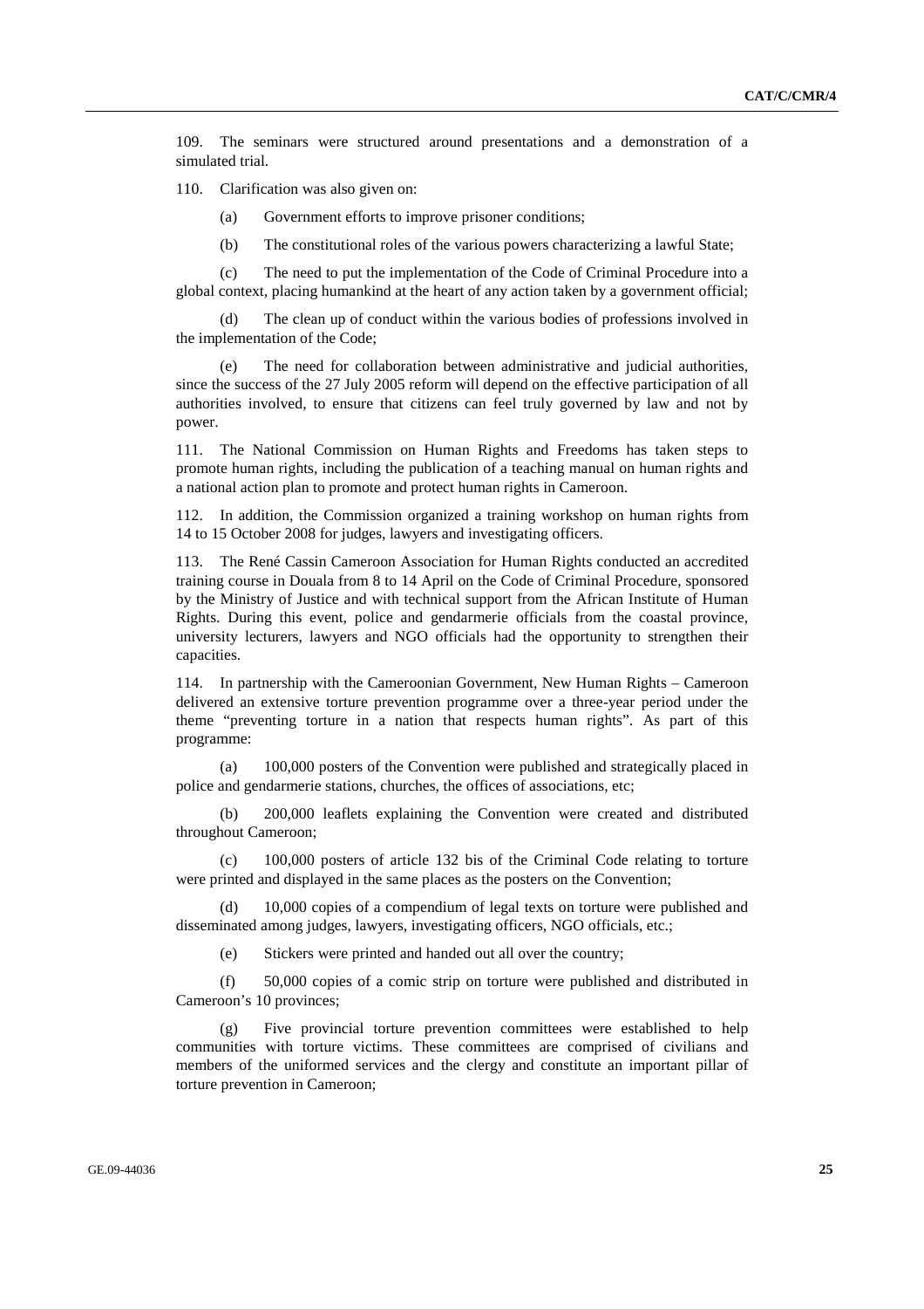109. The seminars were structured around presentations and a demonstration of a simulated trial.

110. Clarification was also given on:

(a) Government efforts to improve prisoner conditions;

(b) The constitutional roles of the various powers characterizing a lawful State;

(c) The need to put the implementation of the Code of Criminal Procedure into a global context, placing humankind at the heart of any action taken by a government official;

(d) The clean up of conduct within the various bodies of professions involved in the implementation of the Code;

(e) The need for collaboration between administrative and judicial authorities, since the success of the 27 July 2005 reform will depend on the effective participation of all authorities involved, to ensure that citizens can feel truly governed by law and not by power.

111. The National Commission on Human Rights and Freedoms has taken steps to promote human rights, including the publication of a teaching manual on human rights and a national action plan to promote and protect human rights in Cameroon.

112. In addition, the Commission organized a training workshop on human rights from 14 to 15 October 2008 for judges, lawyers and investigating officers.

113. The René Cassin Cameroon Association for Human Rights conducted an accredited training course in Douala from 8 to 14 April on the Code of Criminal Procedure, sponsored by the Ministry of Justice and with technical support from the African Institute of Human Rights. During this event, police and gendarmerie officials from the coastal province, university lecturers, lawyers and NGO officials had the opportunity to strengthen their capacities.

114. In partnership with the Cameroonian Government, New Human Rights – Cameroon delivered an extensive torture prevention programme over a three-year period under the theme "preventing torture in a nation that respects human rights". As part of this programme:

(a) 100,000 posters of the Convention were published and strategically placed in police and gendarmerie stations, churches, the offices of associations, etc;

(b) 200,000 leaflets explaining the Convention were created and distributed throughout Cameroon;

(c) 100,000 posters of article 132 bis of the Criminal Code relating to torture were printed and displayed in the same places as the posters on the Convention;

(d) 10,000 copies of a compendium of legal texts on torture were published and disseminated among judges, lawyers, investigating officers, NGO officials, etc.;

(e) Stickers were printed and handed out all over the country;

(f) 50,000 copies of a comic strip on torture were published and distributed in Cameroon's 10 provinces;

(g) Five provincial torture prevention committees were established to help communities with torture victims. These committees are comprised of civilians and members of the uniformed services and the clergy and constitute an important pillar of torture prevention in Cameroon;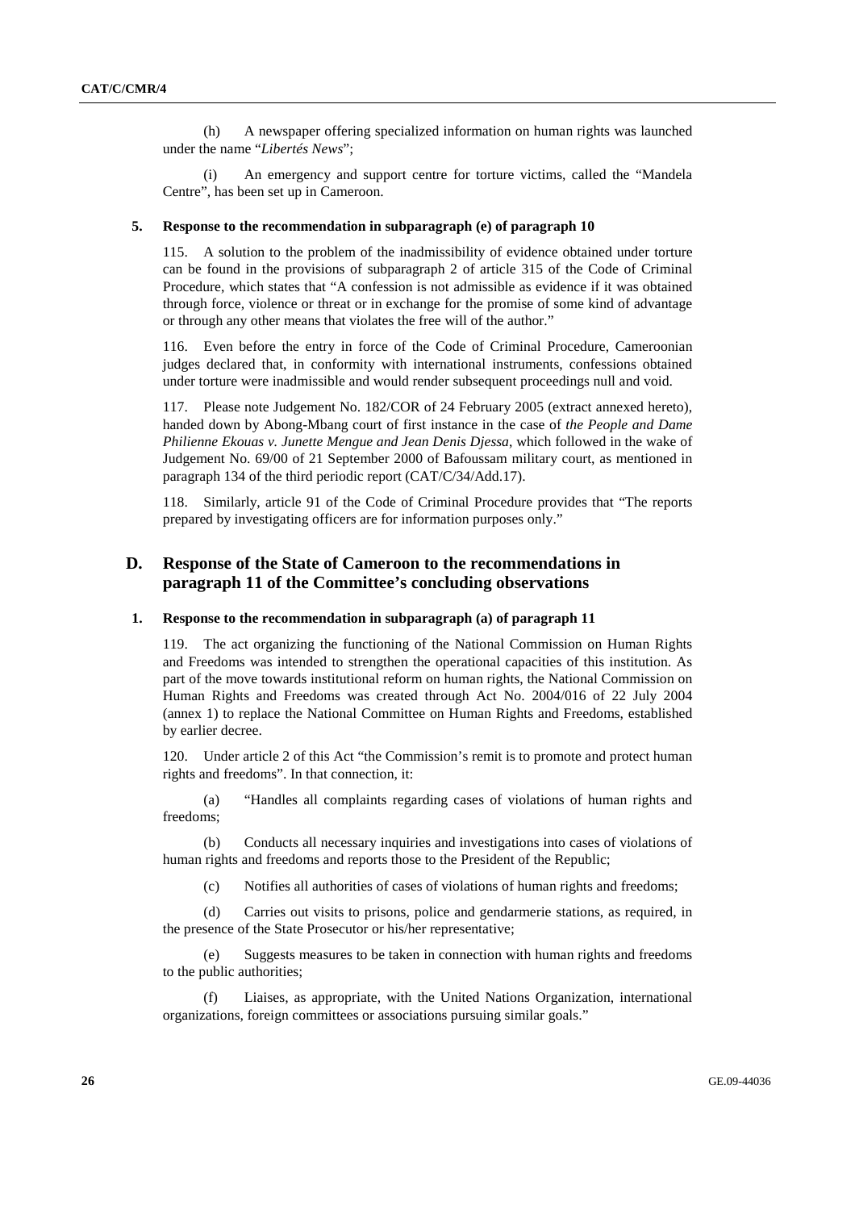(h) A newspaper offering specialized information on human rights was launched under the name "*Libertés News*";

(i) An emergency and support centre for torture victims, called the "Mandela Centre", has been set up in Cameroon.

### 5. Response to the recommendation in subparagraph (e) of paragraph 10

115. A solution to the problem of the inadmissibility of evidence obtained under torture can be found in the provisions of subparagraph 2 of article 315 of the Code of Criminal Procedure, which states that "A confession is not admissible as evidence if it was obtained through force, violence or threat or in exchange for the promise of some kind of advantage or through any other means that violates the free will of the author."

116. Even before the entry in force of the Code of Criminal Procedure, Cameroonian judges declared that, in conformity with international instruments, confessions obtained under torture were inadmissible and would render subsequent proceedings null and void.

117. Please note Judgement No. 182/COR of 24 February 2005 (extract annexed hereto), handed down by Abong-Mbang court of first instance in the case of *the People and Dame Philienne Ekouas v. Junette Mengue and Jean Denis Djessa*, which followed in the wake of Judgement No. 69/00 of 21 September 2000 of Bafoussam military court, as mentioned in paragraph 134 of the third periodic report (CAT/C/34/Add.17).

118. Similarly, article 91 of the Code of Criminal Procedure provides that "The reports prepared by investigating officers are for information purposes only."

## D. Response of the State of Cameroon to the recommendations in paragraph 11 of the Committee's concluding observations

### 1. Response to the recommendation in subparagraph (a) of paragraph 11

119. The act organizing the functioning of the National Commission on Human Rights and Freedoms was intended to strengthen the operational capacities of this institution. As part of the move towards institutional reform on human rights, the National Commission on Human Rights and Freedoms was created through Act No. 2004/016 of 22 July 2004 (annex 1) to replace the National Committee on Human Rights and Freedoms, established by earlier decree.

120. Under article 2 of this Act "the Commission's remit is to promote and protect human rights and freedoms". In that connection, it:

(a) "Handles all complaints regarding cases of violations of human rights and freedoms;

(b) Conducts all necessary inquiries and investigations into cases of violations of human rights and freedoms and reports those to the President of the Republic;

(c) Notifies all authorities of cases of violations of human rights and freedoms;

(d) Carries out visits to prisons, police and gendarmerie stations, as required, in the presence of the State Prosecutor or his/her representative;

(e) Suggests measures to be taken in connection with human rights and freedoms to the public authorities;

(f) Liaises, as appropriate, with the United Nations Organization, international organizations, foreign committees or associations pursuing similar goals."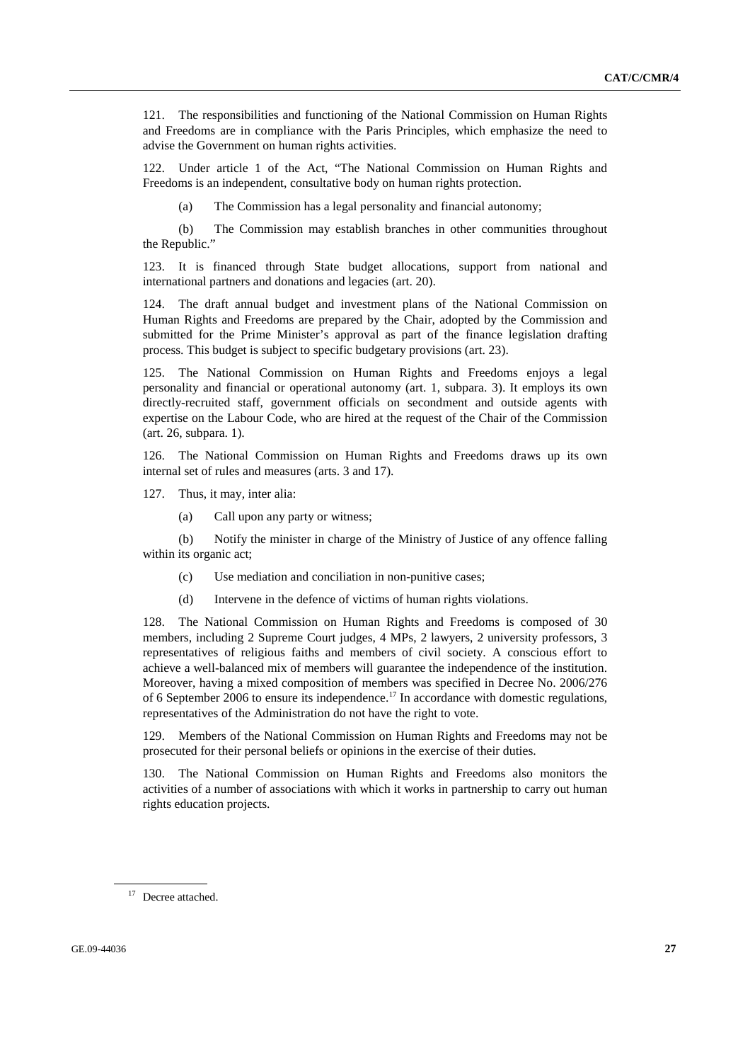121. The responsibilities and functioning of the National Commission on Human Rights and Freedoms are in compliance with the Paris Principles, which emphasize the need to advise the Government on human rights activities.

122. Under article 1 of the Act, "The National Commission on Human Rights and Freedoms is an independent, consultative body on human rights protection.

(a) The Commission has a legal personality and financial autonomy;

(b) The Commission may establish branches in other communities throughout the Republic."

123. It is financed through State budget allocations, support from national and international partners and donations and legacies (art. 20).

124. The draft annual budget and investment plans of the National Commission on Human Rights and Freedoms are prepared by the Chair, adopted by the Commission and submitted for the Prime Minister's approval as part of the finance legislation drafting process. This budget is subject to specific budgetary provisions (art. 23).

125. The National Commission on Human Rights and Freedoms enjoys a legal personality and financial or operational autonomy (art. 1, subpara. 3). It employs its own directly-recruited staff, government officials on secondment and outside agents with expertise on the Labour Code, who are hired at the request of the Chair of the Commission (art. 26, subpara. 1).

126. The National Commission on Human Rights and Freedoms draws up its own internal set of rules and measures (arts. 3 and 17).

127. Thus, it may, inter alia:

(a) Call upon any party or witness;

(b) Notify the minister in charge of the Ministry of Justice of any offence falling within its organic act;

(c) Use mediation and conciliation in non-punitive cases;

(d) Intervene in the defence of victims of human rights violations.

128. The National Commission on Human Rights and Freedoms is composed of 30 members, including 2 Supreme Court judges, 4 MPs, 2 lawyers, 2 university professors, 3 representatives of religious faiths and members of civil society. A conscious effort to achieve a well-balanced mix of members will guarantee the independence of the institution. Moreover, having a mixed composition of members was specified in Decree No. 2006/276 of 6 September 2006 to ensure its independence.[17] In accordance with domestic regulations, representatives of the Administration do not have the right to vote.

129. Members of the National Commission on Human Rights and Freedoms may not be prosecuted for their personal beliefs or opinions in the exercise of their duties.

130. The National Commission on Human Rights and Freedoms also monitors the activities of a number of associations with which it works in partnership to carry out human rights education projects.

---

[17] Decree attached.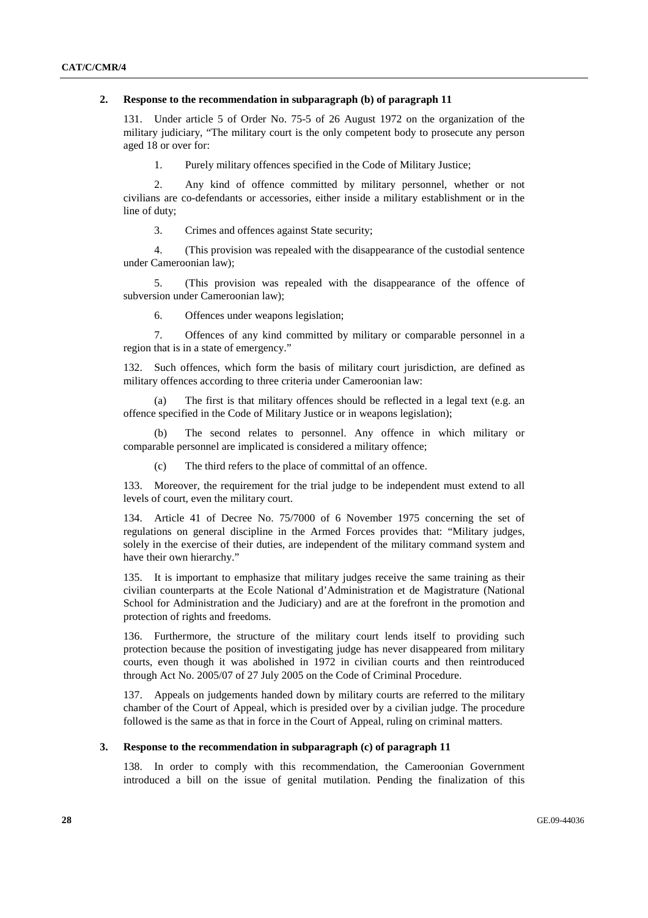### 2. Response to the recommendation in subparagraph (b) of paragraph 11

131. Under article 5 of Order No. 75-5 of 26 August 1972 on the organization of the military judiciary, "The military court is the only competent body to prosecute any person aged 18 or over for:

1. Purely military offences specified in the Code of Military Justice;

2. Any kind of offence committed by military personnel, whether or not civilians are co-defendants or accessories, either inside a military establishment or in the line of duty;

3. Crimes and offences against State security;

4. (This provision was repealed with the disappearance of the custodial sentence under Cameroonian law);

5. (This provision was repealed with the disappearance of the offence of subversion under Cameroonian law);

6. Offences under weapons legislation;

7. Offences of any kind committed by military or comparable personnel in a region that is in a state of emergency."

132. Such offences, which form the basis of military court jurisdiction, are defined as military offences according to three criteria under Cameroonian law:

(a) The first is that military offences should be reflected in a legal text (e.g. an offence specified in the Code of Military Justice or in weapons legislation);

(b) The second relates to personnel. Any offence in which military or comparable personnel are implicated is considered a military offence;

(c) The third refers to the place of committal of an offence.

133. Moreover, the requirement for the trial judge to be independent must extend to all levels of court, even the military court.

134. Article 41 of Decree No. 75/7000 of 6 November 1975 concerning the set of regulations on general discipline in the Armed Forces provides that: "Military judges, solely in the exercise of their duties, are independent of the military command system and have their own hierarchy."

135. It is important to emphasize that military judges receive the same training as their civilian counterparts at the Ecole National d'Administration et de Magistrature (National School for Administration and the Judiciary) and are at the forefront in the promotion and protection of rights and freedoms.

136. Furthermore, the structure of the military court lends itself to providing such protection because the position of investigating judge has never disappeared from military courts, even though it was abolished in 1972 in civilian courts and then reintroduced through Act No. 2005/07 of 27 July 2005 on the Code of Criminal Procedure.

137. Appeals on judgements handed down by military courts are referred to the military chamber of the Court of Appeal, which is presided over by a civilian judge. The procedure followed is the same as that in force in the Court of Appeal, ruling on criminal matters.

### 3. Response to the recommendation in subparagraph (c) of paragraph 11

138. In order to comply with this recommendation, the Cameroonian Government introduced a bill on the issue of genital mutilation. Pending the finalization of this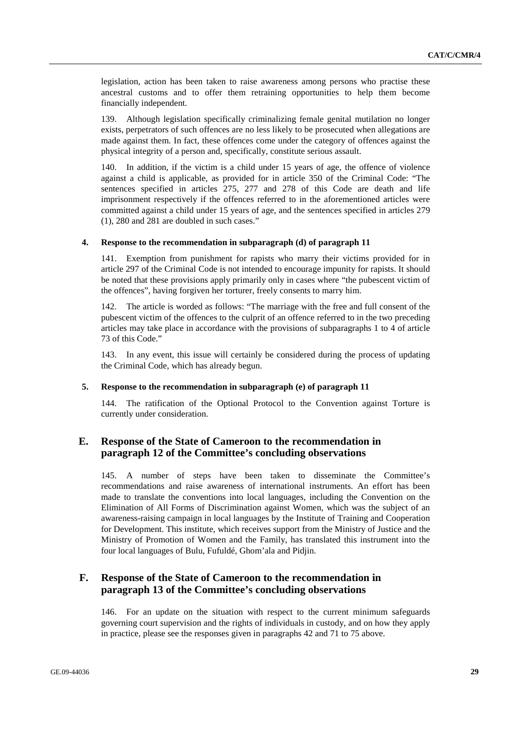legislation, action has been taken to raise awareness among persons who practise these ancestral customs and to offer them retraining opportunities to help them become financially independent.

139. Although legislation specifically criminalizing female genital mutilation no longer exists, perpetrators of such offences are no less likely to be prosecuted when allegations are made against them. In fact, these offences come under the category of offences against the physical integrity of a person and, specifically, constitute serious assault.

140. In addition, if the victim is a child under 15 years of age, the offence of violence against a child is applicable, as provided for in article 350 of the Criminal Code: "The sentences specified in articles 275, 277 and 278 of this Code are death and life imprisonment respectively if the offences referred to in the aforementioned articles were committed against a child under 15 years of age, and the sentences specified in articles 279 (1), 280 and 281 are doubled in such cases."

#### 4. Response to the recommendation in subparagraph (d) of paragraph 11

141. Exemption from punishment for rapists who marry their victims provided for in article 297 of the Criminal Code is not intended to encourage impunity for rapists. It should be noted that these provisions apply primarily only in cases where "the pubescent victim of the offences", having forgiven her torturer, freely consents to marry him.

142. The article is worded as follows: "The marriage with the free and full consent of the pubescent victim of the offences to the culprit of an offence referred to in the two preceding articles may take place in accordance with the provisions of subparagraphs 1 to 4 of article 73 of this Code."

143. In any event, this issue will certainly be considered during the process of updating the Criminal Code, which has already begun.

#### 5. Response to the recommendation in subparagraph (e) of paragraph 11

144. The ratification of the Optional Protocol to the Convention against Torture is currently under consideration.

### E. Response of the State of Cameroon to the recommendation in paragraph 12 of the Committee's concluding observations

145. A number of steps have been taken to disseminate the Committee's recommendations and raise awareness of international instruments. An effort has been made to translate the conventions into local languages, including the Convention on the Elimination of All Forms of Discrimination against Women, which was the subject of an awareness-raising campaign in local languages by the Institute of Training and Cooperation for Development. This institute, which receives support from the Ministry of Justice and the Ministry of Promotion of Women and the Family, has translated this instrument into the four local languages of Bulu, Fufuldé, Ghom'ala and Pidjin.

### F. Response of the State of Cameroon to the recommendation in paragraph 13 of the Committee's concluding observations

146. For an update on the situation with respect to the current minimum safeguards governing court supervision and the rights of individuals in custody, and on how they apply in practice, please see the responses given in paragraphs 42 and 71 to 75 above.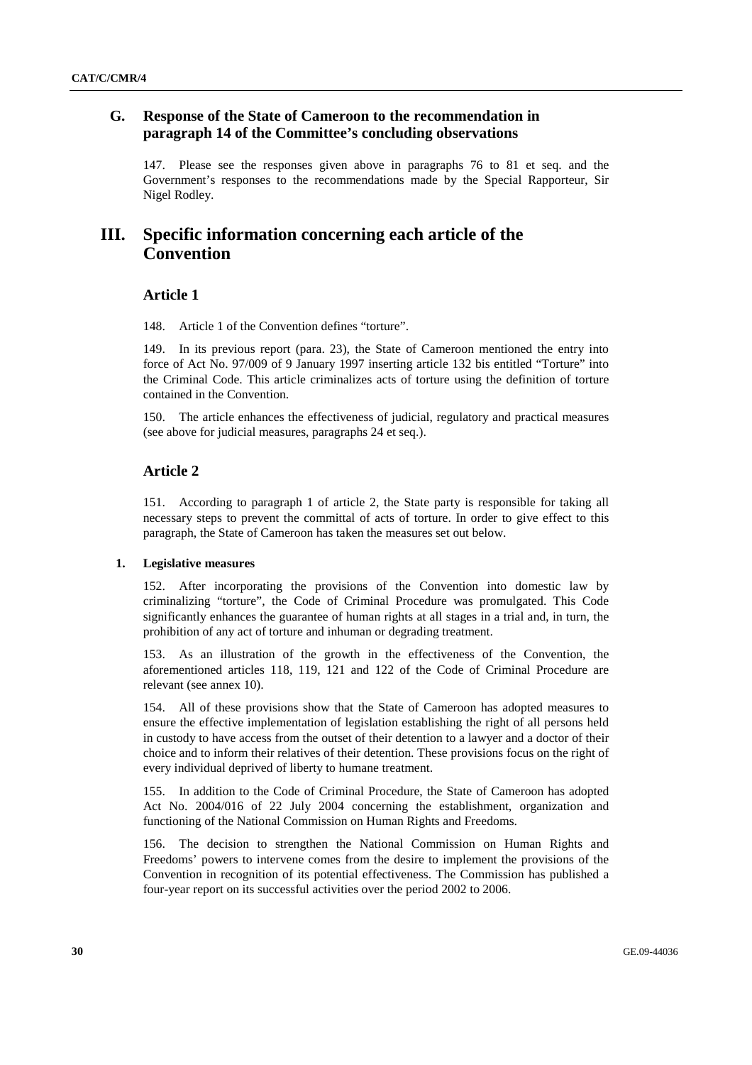## G. Response of the State of Cameroon to the recommendation in paragraph 14 of the Committee's concluding observations

147. Please see the responses given above in paragraphs 76 to 81 et seq. and the Government's responses to the recommendations made by the Special Rapporteur, Sir Nigel Rodley.

# III. Specific information concerning each article of the Convention

## Article 1

148. Article 1 of the Convention defines "torture".

149. In its previous report (para. 23), the State of Cameroon mentioned the entry into force of Act No. 97/009 of 9 January 1997 inserting article 132 bis entitled "Torture" into the Criminal Code. This article criminalizes acts of torture using the definition of torture contained in the Convention.

150. The article enhances the effectiveness of judicial, regulatory and practical measures (see above for judicial measures, paragraphs 24 et seq.).

## Article 2

151. According to paragraph 1 of article 2, the State party is responsible for taking all necessary steps to prevent the committal of acts of torture. In order to give effect to this paragraph, the State of Cameroon has taken the measures set out below.

### 1. Legislative measures

152. After incorporating the provisions of the Convention into domestic law by criminalizing "torture", the Code of Criminal Procedure was promulgated. This Code significantly enhances the guarantee of human rights at all stages in a trial and, in turn, the prohibition of any act of torture and inhuman or degrading treatment.

153. As an illustration of the growth in the effectiveness of the Convention, the aforementioned articles 118, 119, 121 and 122 of the Code of Criminal Procedure are relevant (see annex 10).

154. All of these provisions show that the State of Cameroon has adopted measures to ensure the effective implementation of legislation establishing the right of all persons held in custody to have access from the outset of their detention to a lawyer and a doctor of their choice and to inform their relatives of their detention. These provisions focus on the right of every individual deprived of liberty to humane treatment.

155. In addition to the Code of Criminal Procedure, the State of Cameroon has adopted Act No. 2004/016 of 22 July 2004 concerning the establishment, organization and functioning of the National Commission on Human Rights and Freedoms.

156. The decision to strengthen the National Commission on Human Rights and Freedoms' powers to intervene comes from the desire to implement the provisions of the Convention in recognition of its potential effectiveness. The Commission has published a four-year report on its successful activities over the period 2002 to 2006.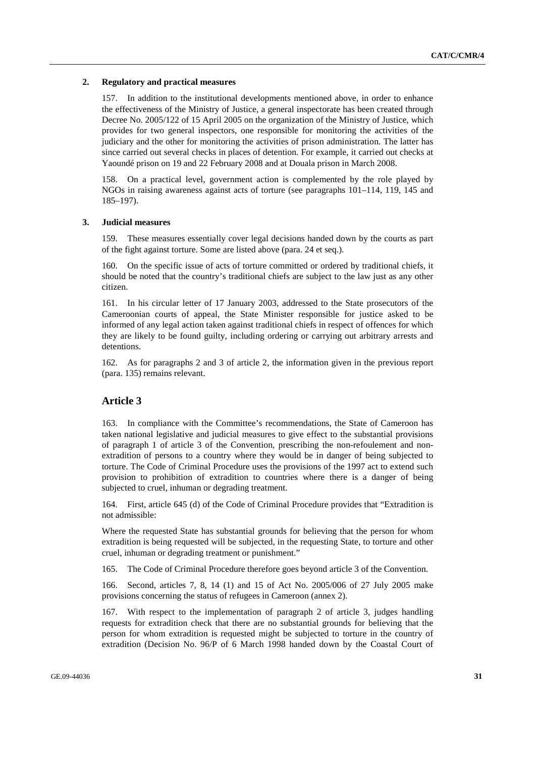### 2. Regulatory and practical measures

157. In addition to the institutional developments mentioned above, in order to enhance the effectiveness of the Ministry of Justice, a general inspectorate has been created through Decree No. 2005/122 of 15 April 2005 on the organization of the Ministry of Justice, which provides for two general inspectors, one responsible for monitoring the activities of the judiciary and the other for monitoring the activities of prison administration. The latter has since carried out several checks in places of detention. For example, it carried out checks at Yaoundé prison on 19 and 22 February 2008 and at Douala prison in March 2008.

158. On a practical level, government action is complemented by the role played by NGOs in raising awareness against acts of torture (see paragraphs 101–114, 119, 145 and 185–197).

### 3. Judicial measures

159. These measures essentially cover legal decisions handed down by the courts as part of the fight against torture. Some are listed above (para. 24 et seq.).

160. On the specific issue of acts of torture committed or ordered by traditional chiefs, it should be noted that the country's traditional chiefs are subject to the law just as any other citizen.

161. In his circular letter of 17 January 2003, addressed to the State prosecutors of the Cameroonian courts of appeal, the State Minister responsible for justice asked to be informed of any legal action taken against traditional chiefs in respect of offences for which they are likely to be found guilty, including ordering or carrying out arbitrary arrests and detentions.

162. As for paragraphs 2 and 3 of article 2, the information given in the previous report (para. 135) remains relevant.

## Article 3

163. In compliance with the Committee's recommendations, the State of Cameroon has taken national legislative and judicial measures to give effect to the substantial provisions of paragraph 1 of article 3 of the Convention, prescribing the non-refoulement and non-extradition of persons to a country where they would be in danger of being subjected to torture. The Code of Criminal Procedure uses the provisions of the 1997 act to extend such provision to prohibition of extradition to countries where there is a danger of being subjected to cruel, inhuman or degrading treatment.

164. First, article 645 (d) of the Code of Criminal Procedure provides that "Extradition is not admissible:

Where the requested State has substantial grounds for believing that the person for whom extradition is being requested will be subjected, in the requesting State, to torture and other cruel, inhuman or degrading treatment or punishment."

165. The Code of Criminal Procedure therefore goes beyond article 3 of the Convention.

166. Second, articles 7, 8, 14 (1) and 15 of Act No. 2005/006 of 27 July 2005 make provisions concerning the status of refugees in Cameroon (annex 2).

167. With respect to the implementation of paragraph 2 of article 3, judges handling requests for extradition check that there are no substantial grounds for believing that the person for whom extradition is requested might be subjected to torture in the country of extradition (Decision No. 96/P of 6 March 1998 handed down by the Coastal Court of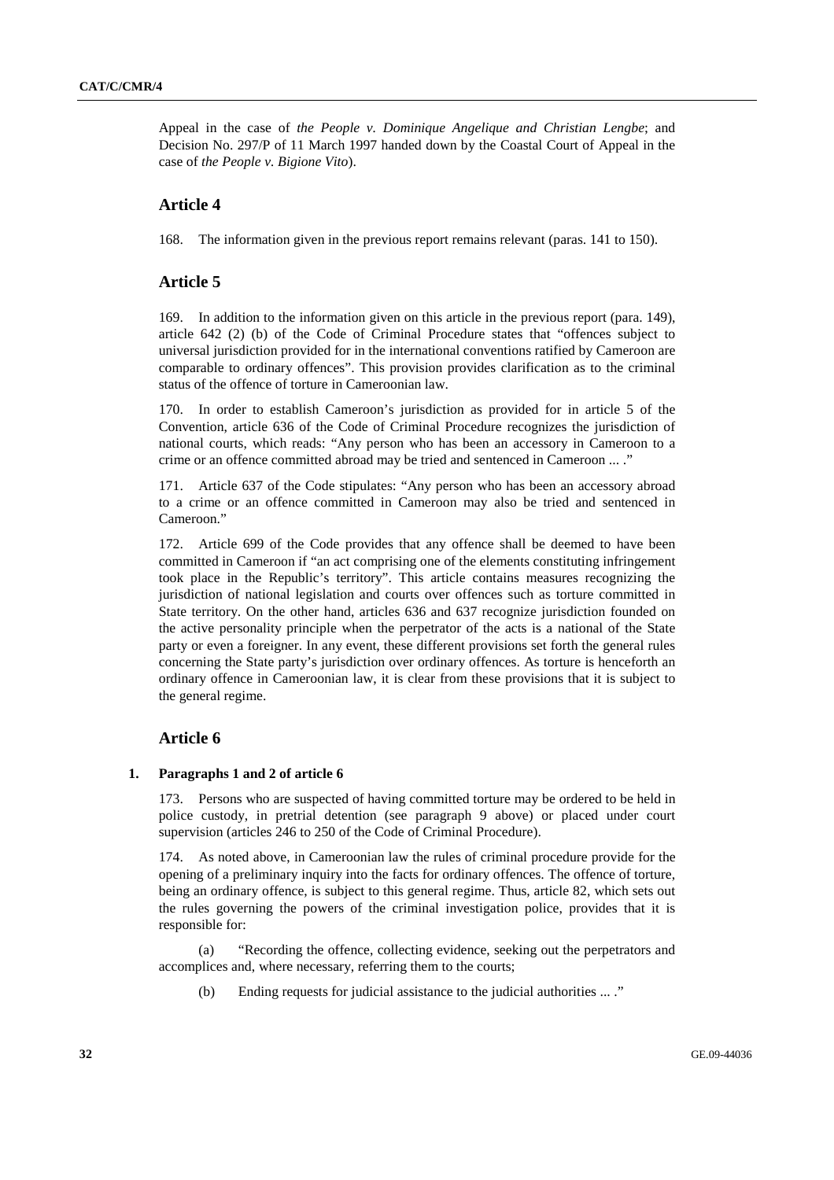Appeal in the case of *the People v. Dominique Angelique and Christian Lengbe*; and Decision No. 297/P of 11 March 1997 handed down by the Coastal Court of Appeal in the case of *the People v. Bigione Vito*).

## Article 4

168. The information given in the previous report remains relevant (paras. 141 to 150).

## Article 5

169. In addition to the information given on this article in the previous report (para. 149), article 642 (2) (b) of the Code of Criminal Procedure states that "offences subject to universal jurisdiction provided for in the international conventions ratified by Cameroon are comparable to ordinary offences". This provision provides clarification as to the criminal status of the offence of torture in Cameroonian law.

170. In order to establish Cameroon's jurisdiction as provided for in article 5 of the Convention, article 636 of the Code of Criminal Procedure recognizes the jurisdiction of national courts, which reads: "Any person who has been an accessory in Cameroon to a crime or an offence committed abroad may be tried and sentenced in Cameroon ... ."

171. Article 637 of the Code stipulates: "Any person who has been an accessory abroad to a crime or an offence committed in Cameroon may also be tried and sentenced in Cameroon."

172. Article 699 of the Code provides that any offence shall be deemed to have been committed in Cameroon if "an act comprising one of the elements constituting infringement took place in the Republic's territory". This article contains measures recognizing the jurisdiction of national legislation and courts over offences such as torture committed in State territory. On the other hand, articles 636 and 637 recognize jurisdiction founded on the active personality principle when the perpetrator of the acts is a national of the State party or even a foreigner. In any event, these different provisions set forth the general rules concerning the State party's jurisdiction over ordinary offences. As torture is henceforth an ordinary offence in Cameroonian law, it is clear from these provisions that it is subject to the general regime.

## Article 6

### 1. Paragraphs 1 and 2 of article 6

173. Persons who are suspected of having committed torture may be ordered to be held in police custody, in pretrial detention (see paragraph 9 above) or placed under court supervision (articles 246 to 250 of the Code of Criminal Procedure).

174. As noted above, in Cameroonian law the rules of criminal procedure provide for the opening of a preliminary inquiry into the facts for ordinary offences. The offence of torture, being an ordinary offence, is subject to this general regime. Thus, article 82, which sets out the rules governing the powers of the criminal investigation police, provides that it is responsible for:

(a) "Recording the offence, collecting evidence, seeking out the perpetrators and accomplices and, where necessary, referring them to the courts;

(b) Ending requests for judicial assistance to the judicial authorities ... ."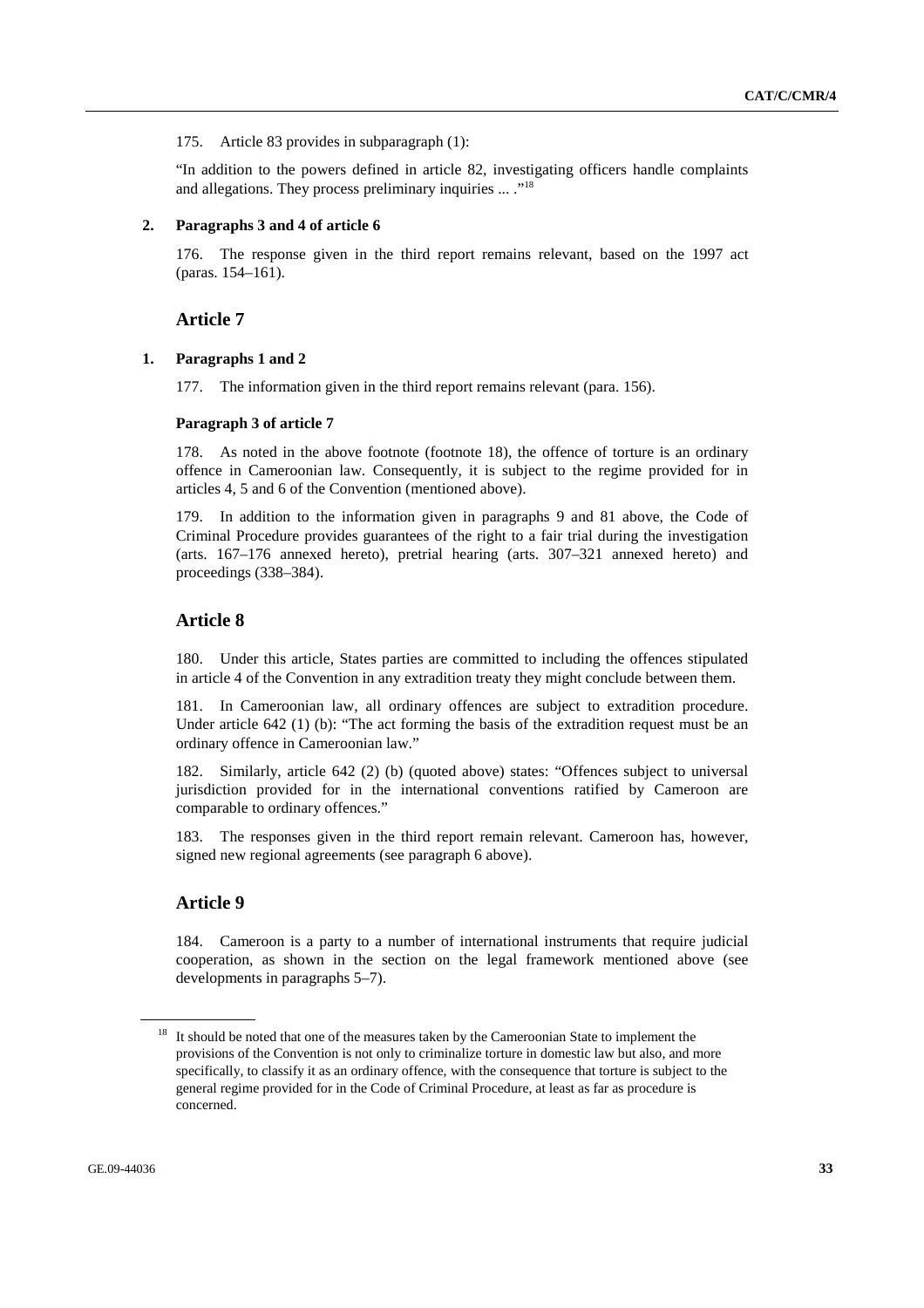175. Article 83 provides in subparagraph (1):

"In addition to the powers defined in article 82, investigating officers handle complaints and allegations. They process preliminary inquiries ... ."[18]

### 2. Paragraphs 3 and 4 of article 6

176. The response given in the third report remains relevant, based on the 1997 act (paras. 154–161).

## Article 7

### 1. Paragraphs 1 and 2

177. The information given in the third report remains relevant (para. 156).

#### Paragraph 3 of article 7

178. As noted in the above footnote (footnote 18), the offence of torture is an ordinary offence in Cameroonian law. Consequently, it is subject to the regime provided for in articles 4, 5 and 6 of the Convention (mentioned above).

179. In addition to the information given in paragraphs 9 and 81 above, the Code of Criminal Procedure provides guarantees of the right to a fair trial during the investigation (arts. 167–176 annexed hereto), pretrial hearing (arts. 307–321 annexed hereto) and proceedings (338–384).

## Article 8

180. Under this article, States parties are committed to including the offences stipulated in article 4 of the Convention in any extradition treaty they might conclude between them.

181. In Cameroonian law, all ordinary offences are subject to extradition procedure. Under article 642 (1) (b): "The act forming the basis of the extradition request must be an ordinary offence in Cameroonian law."

182. Similarly, article 642 (2) (b) (quoted above) states: "Offences subject to universal jurisdiction provided for in the international conventions ratified by Cameroon are comparable to ordinary offences."

183. The responses given in the third report remain relevant. Cameroon has, however, signed new regional agreements (see paragraph 6 above).

## Article 9

184. Cameroon is a party to a number of international instruments that require judicial cooperation, as shown in the section on the legal framework mentioned above (see developments in paragraphs 5–7).

---

[18] It should be noted that one of the measures taken by the Cameroonian State to implement the provisions of the Convention is not only to criminalize torture in domestic law but also, and more specifically, to classify it as an ordinary offence, with the consequence that torture is subject to the general regime provided for in the Code of Criminal Procedure, at least as far as procedure is concerned.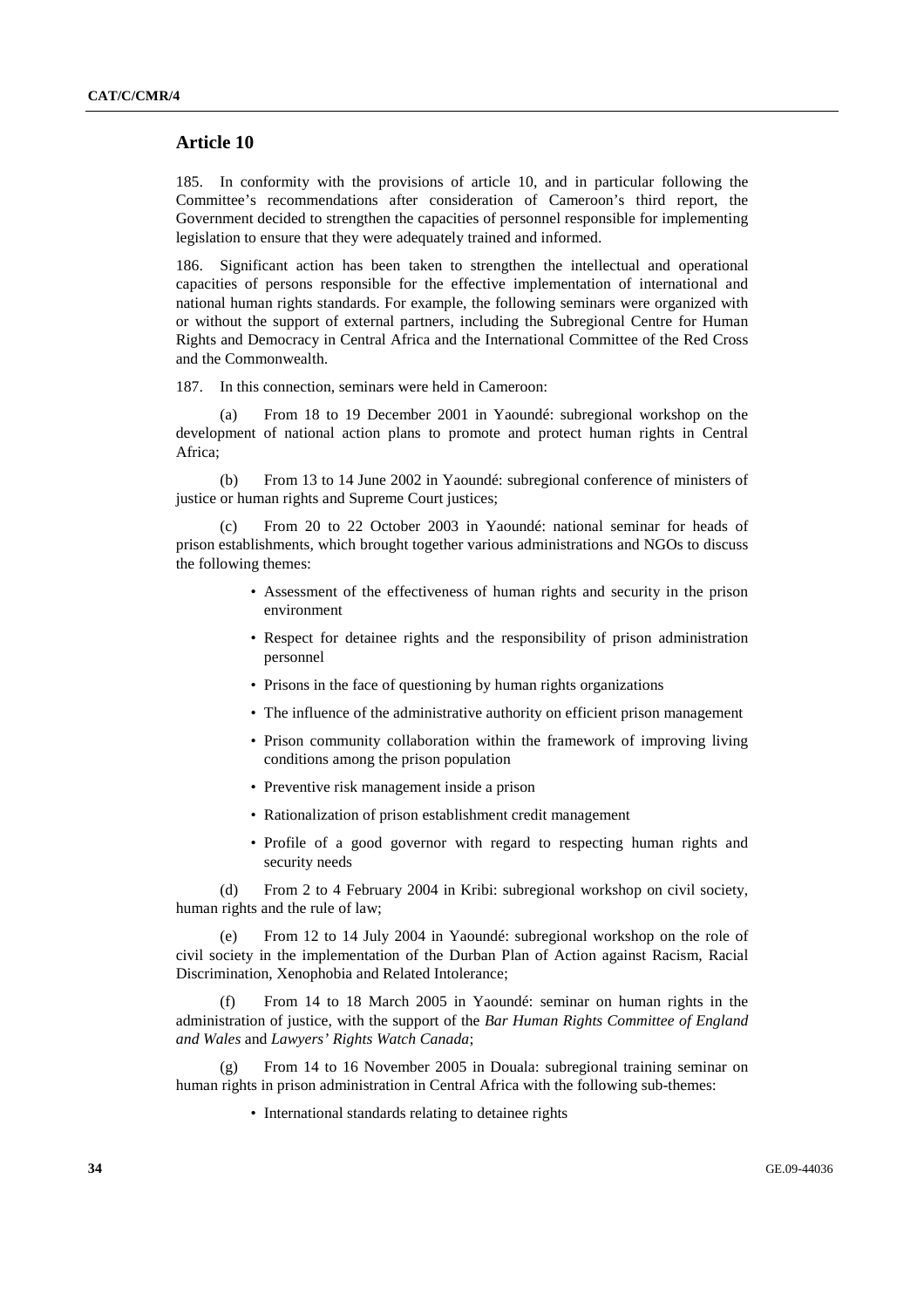## Article 10

185. In conformity with the provisions of article 10, and in particular following the Committee's recommendations after consideration of Cameroon's third report, the Government decided to strengthen the capacities of personnel responsible for implementing legislation to ensure that they were adequately trained and informed.

186. Significant action has been taken to strengthen the intellectual and operational capacities of persons responsible for the effective implementation of international and national human rights standards. For example, the following seminars were organized with or without the support of external partners, including the Subregional Centre for Human Rights and Democracy in Central Africa and the International Committee of the Red Cross and the Commonwealth.

187. In this connection, seminars were held in Cameroon:

(a) From 18 to 19 December 2001 in Yaoundé: subregional workshop on the development of national action plans to promote and protect human rights in Central Africa;

(b) From 13 to 14 June 2002 in Yaoundé: subregional conference of ministers of justice or human rights and Supreme Court justices;

(c) From 20 to 22 October 2003 in Yaoundé: national seminar for heads of prison establishments, which brought together various administrations and NGOs to discuss the following themes:

- Assessment of the effectiveness of human rights and security in the prison environment
- Respect for detainee rights and the responsibility of prison administration personnel
- Prisons in the face of questioning by human rights organizations
- The influence of the administrative authority on efficient prison management
- Prison community collaboration within the framework of improving living conditions among the prison population
- Preventive risk management inside a prison
- Rationalization of prison establishment credit management
- Profile of a good governor with regard to respecting human rights and security needs

(d) From 2 to 4 February 2004 in Kribi: subregional workshop on civil society, human rights and the rule of law;

(e) From 12 to 14 July 2004 in Yaoundé: subregional workshop on the role of civil society in the implementation of the Durban Plan of Action against Racism, Racial Discrimination, Xenophobia and Related Intolerance;

(f) From 14 to 18 March 2005 in Yaoundé: seminar on human rights in the administration of justice, with the support of the *Bar Human Rights Committee of England and Wales* and *Lawyers' Rights Watch Canada*;

(g) From 14 to 16 November 2005 in Douala: subregional training seminar on human rights in prison administration in Central Africa with the following sub-themes:

- International standards relating to detainee rights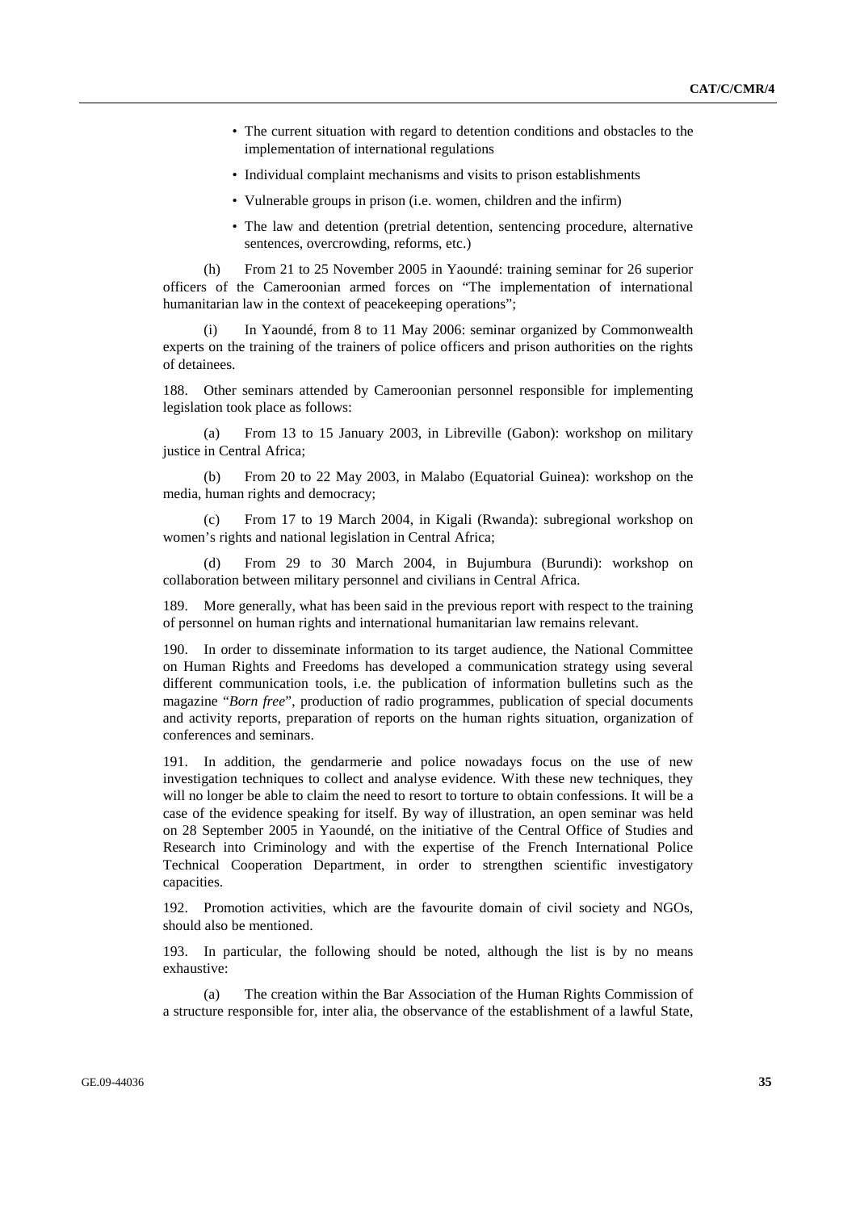- The current situation with regard to detention conditions and obstacles to the implementation of international regulations
- Individual complaint mechanisms and visits to prison establishments
- Vulnerable groups in prison (i.e. women, children and the infirm)
- The law and detention (pretrial detention, sentencing procedure, alternative sentences, overcrowding, reforms, etc.)

(h) From 21 to 25 November 2005 in Yaoundé: training seminar for 26 superior officers of the Cameroonian armed forces on "The implementation of international humanitarian law in the context of peacekeeping operations";

(i) In Yaoundé, from 8 to 11 May 2006: seminar organized by Commonwealth experts on the training of the trainers of police officers and prison authorities on the rights of detainees.

188. Other seminars attended by Cameroonian personnel responsible for implementing legislation took place as follows:

(a) From 13 to 15 January 2003, in Libreville (Gabon): workshop on military justice in Central Africa;

(b) From 20 to 22 May 2003, in Malabo (Equatorial Guinea): workshop on the media, human rights and democracy;

(c) From 17 to 19 March 2004, in Kigali (Rwanda): subregional workshop on women's rights and national legislation in Central Africa;

(d) From 29 to 30 March 2004, in Bujumbura (Burundi): workshop on collaboration between military personnel and civilians in Central Africa.

189. More generally, what has been said in the previous report with respect to the training of personnel on human rights and international humanitarian law remains relevant.

190. In order to disseminate information to its target audience, the National Committee on Human Rights and Freedoms has developed a communication strategy using several different communication tools, i.e. the publication of information bulletins such as the magazine "*Born free*", production of radio programmes, publication of special documents and activity reports, preparation of reports on the human rights situation, organization of conferences and seminars.

191. In addition, the gendarmerie and police nowadays focus on the use of new investigation techniques to collect and analyse evidence. With these new techniques, they will no longer be able to claim the need to resort to torture to obtain confessions. It will be a case of the evidence speaking for itself. By way of illustration, an open seminar was held on 28 September 2005 in Yaoundé, on the initiative of the Central Office of Studies and Research into Criminology and with the expertise of the French International Police Technical Cooperation Department, in order to strengthen scientific investigatory capacities.

192. Promotion activities, which are the favourite domain of civil society and NGOs, should also be mentioned.

193. In particular, the following should be noted, although the list is by no means exhaustive:

(a) The creation within the Bar Association of the Human Rights Commission of a structure responsible for, inter alia, the observance of the establishment of a lawful State,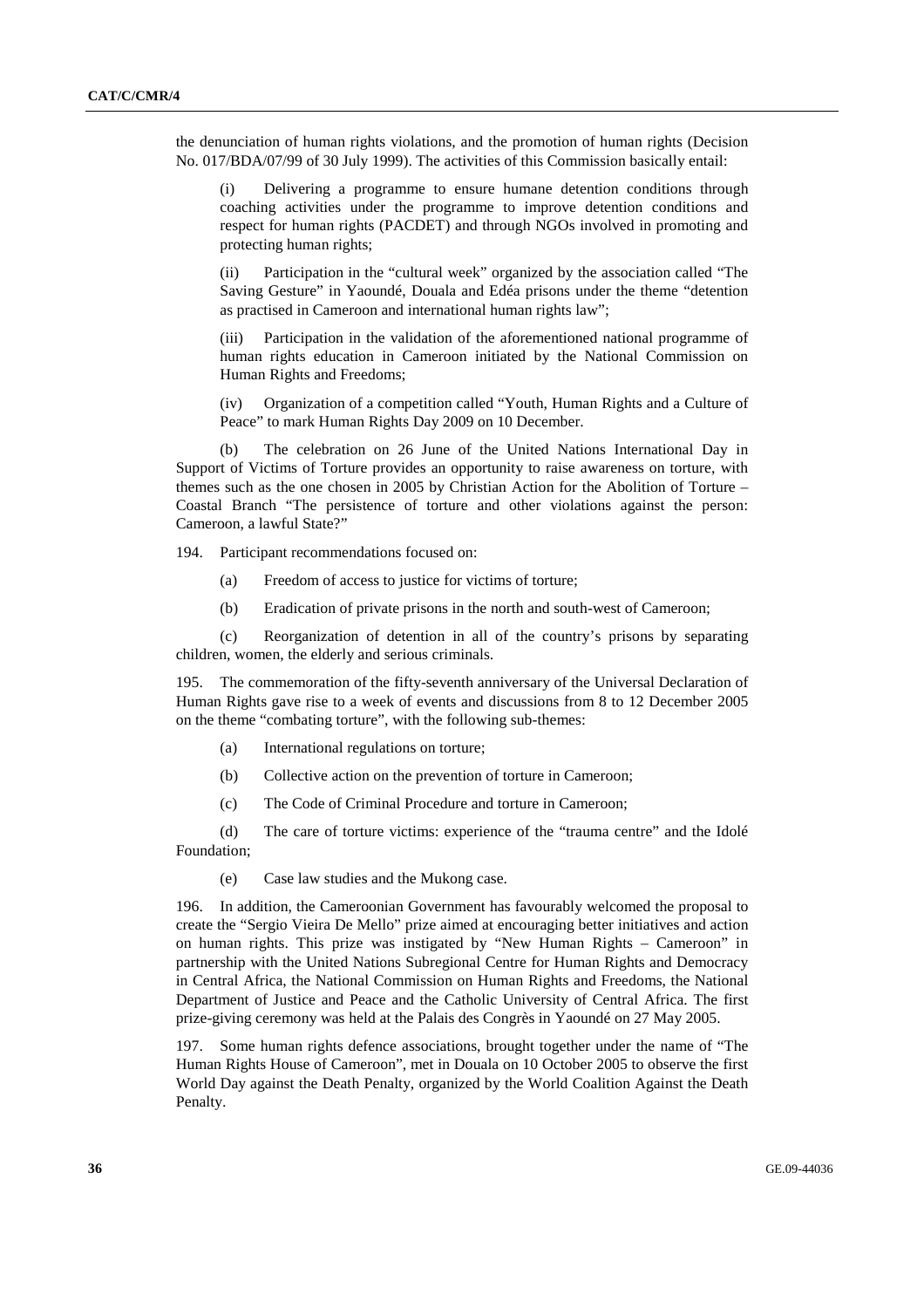the denunciation of human rights violations, and the promotion of human rights (Decision No. 017/BDA/07/99 of 30 July 1999). The activities of this Commission basically entail:

(i) Delivering a programme to ensure humane detention conditions through coaching activities under the programme to improve detention conditions and respect for human rights (PACDET) and through NGOs involved in promoting and protecting human rights;

(ii) Participation in the "cultural week" organized by the association called "The Saving Gesture" in Yaoundé, Douala and Edéa prisons under the theme "detention as practised in Cameroon and international human rights law";

(iii) Participation in the validation of the aforementioned national programme of human rights education in Cameroon initiated by the National Commission on Human Rights and Freedoms;

(iv) Organization of a competition called "Youth, Human Rights and a Culture of Peace" to mark Human Rights Day 2009 on 10 December.

(b) The celebration on 26 June of the United Nations International Day in Support of Victims of Torture provides an opportunity to raise awareness on torture, with themes such as the one chosen in 2005 by Christian Action for the Abolition of Torture – Coastal Branch "The persistence of torture and other violations against the person: Cameroon, a lawful State?"

194. Participant recommendations focused on:

(a) Freedom of access to justice for victims of torture;

(b) Eradication of private prisons in the north and south-west of Cameroon;

(c) Reorganization of detention in all of the country's prisons by separating children, women, the elderly and serious criminals.

195. The commemoration of the fifty-seventh anniversary of the Universal Declaration of Human Rights gave rise to a week of events and discussions from 8 to 12 December 2005 on the theme "combating torture", with the following sub-themes:

(a) International regulations on torture;

(b) Collective action on the prevention of torture in Cameroon;

(c) The Code of Criminal Procedure and torture in Cameroon;

(d) The care of torture victims: experience of the "trauma centre" and the Idolé Foundation;

(e) Case law studies and the Mukong case.

196. In addition, the Cameroonian Government has favourably welcomed the proposal to create the "Sergio Vieira De Mello" prize aimed at encouraging better initiatives and action on human rights. This prize was instigated by "New Human Rights – Cameroon" in partnership with the United Nations Subregional Centre for Human Rights and Democracy in Central Africa, the National Commission on Human Rights and Freedoms, the National Department of Justice and Peace and the Catholic University of Central Africa. The first prize-giving ceremony was held at the Palais des Congrès in Yaoundé on 27 May 2005.

197. Some human rights defence associations, brought together under the name of "The Human Rights House of Cameroon", met in Douala on 10 October 2005 to observe the first World Day against the Death Penalty, organized by the World Coalition Against the Death Penalty.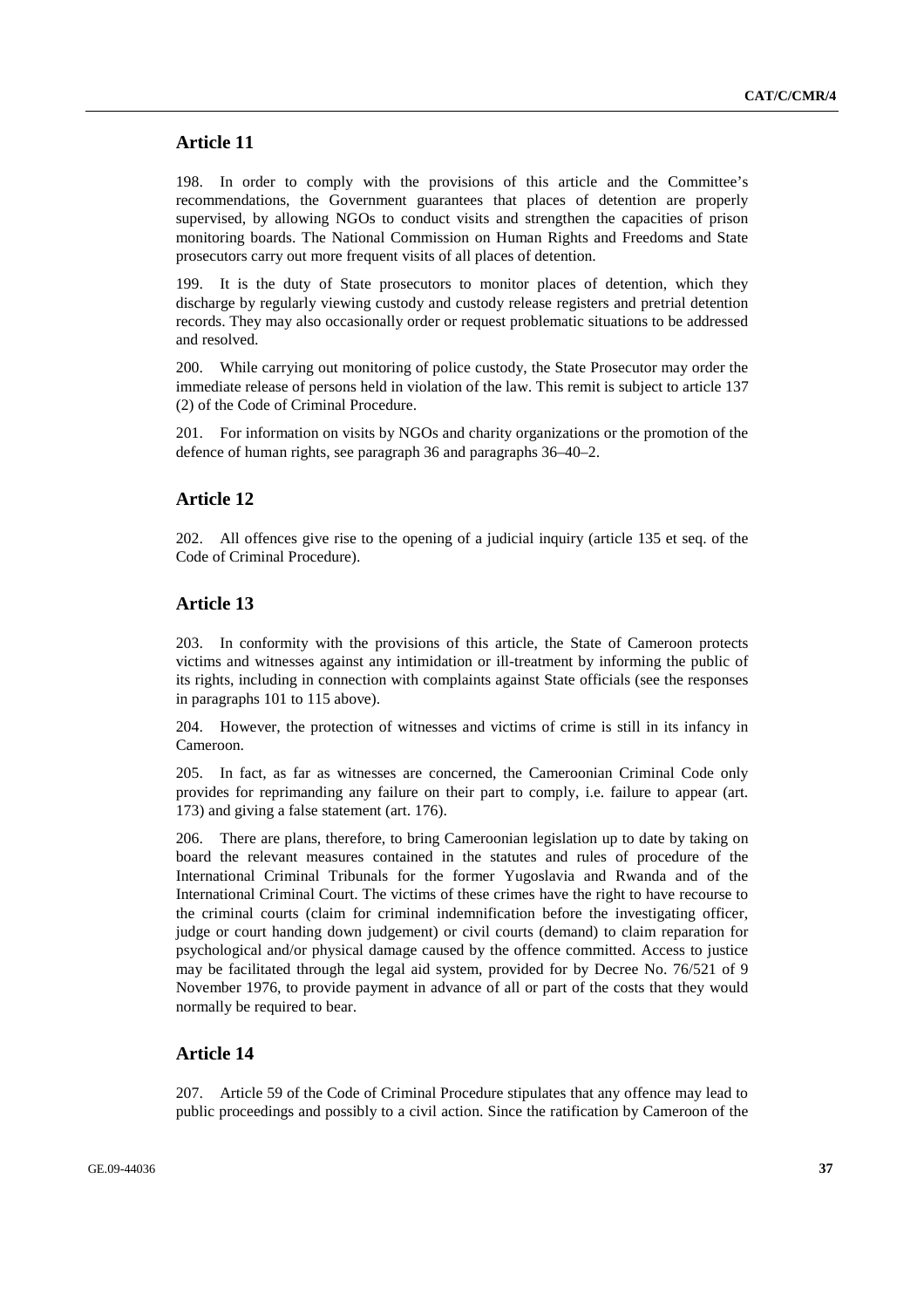## Article 11

198. In order to comply with the provisions of this article and the Committee's recommendations, the Government guarantees that places of detention are properly supervised, by allowing NGOs to conduct visits and strengthen the capacities of prison monitoring boards. The National Commission on Human Rights and Freedoms and State prosecutors carry out more frequent visits of all places of detention.

199. It is the duty of State prosecutors to monitor places of detention, which they discharge by regularly viewing custody and custody release registers and pretrial detention records. They may also occasionally order or request problematic situations to be addressed and resolved.

200. While carrying out monitoring of police custody, the State Prosecutor may order the immediate release of persons held in violation of the law. This remit is subject to article 137 (2) of the Code of Criminal Procedure.

201. For information on visits by NGOs and charity organizations or the promotion of the defence of human rights, see paragraph 36 and paragraphs 36–40–2.

## Article 12

202. All offences give rise to the opening of a judicial inquiry (article 135 et seq. of the Code of Criminal Procedure).

## Article 13

203. In conformity with the provisions of this article, the State of Cameroon protects victims and witnesses against any intimidation or ill-treatment by informing the public of its rights, including in connection with complaints against State officials (see the responses in paragraphs 101 to 115 above).

204. However, the protection of witnesses and victims of crime is still in its infancy in Cameroon.

205. In fact, as far as witnesses are concerned, the Cameroonian Criminal Code only provides for reprimanding any failure on their part to comply, i.e. failure to appear (art. 173) and giving a false statement (art. 176).

206. There are plans, therefore, to bring Cameroonian legislation up to date by taking on board the relevant measures contained in the statutes and rules of procedure of the International Criminal Tribunals for the former Yugoslavia and Rwanda and of the International Criminal Court. The victims of these crimes have the right to have recourse to the criminal courts (claim for criminal indemnification before the investigating officer, judge or court handing down judgement) or civil courts (demand) to claim reparation for psychological and/or physical damage caused by the offence committed. Access to justice may be facilitated through the legal aid system, provided for by Decree No. 76/521 of 9 November 1976, to provide payment in advance of all or part of the costs that they would normally be required to bear.

## Article 14

207. Article 59 of the Code of Criminal Procedure stipulates that any offence may lead to public proceedings and possibly to a civil action. Since the ratification by Cameroon of the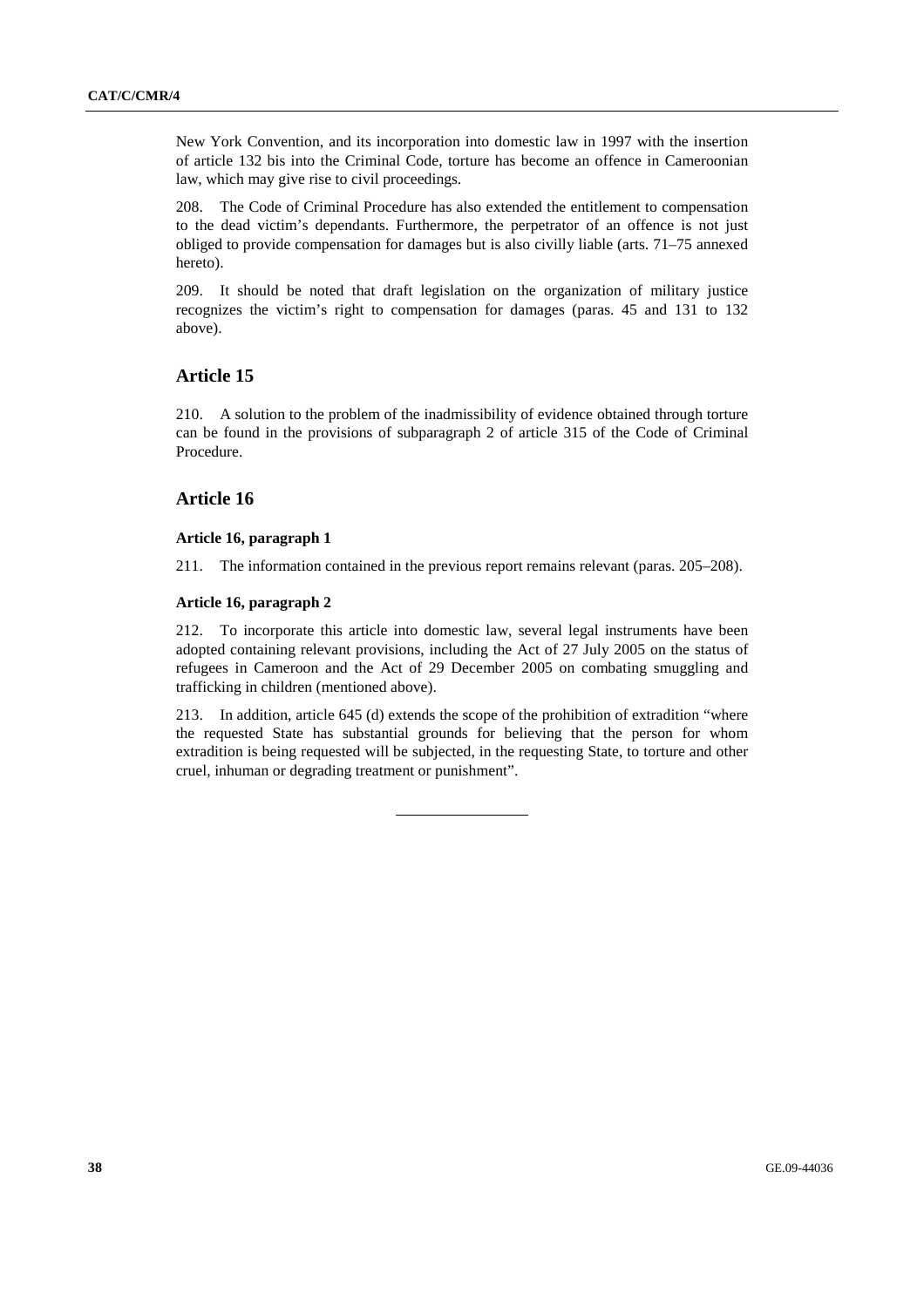New York Convention, and its incorporation into domestic law in 1997 with the insertion of article 132 bis into the Criminal Code, torture has become an offence in Cameroonian law, which may give rise to civil proceedings.

208. The Code of Criminal Procedure has also extended the entitlement to compensation to the dead victim's dependants. Furthermore, the perpetrator of an offence is not just obliged to provide compensation for damages but is also civilly liable (arts. 71–75 annexed hereto).

209. It should be noted that draft legislation on the organization of military justice recognizes the victim's right to compensation for damages (paras. 45 and 131 to 132 above).

## Article 15

210. A solution to the problem of the inadmissibility of evidence obtained through torture can be found in the provisions of subparagraph 2 of article 315 of the Code of Criminal Procedure.

## Article 16

### Article 16, paragraph 1

211. The information contained in the previous report remains relevant (paras. 205–208).

### Article 16, paragraph 2

212. To incorporate this article into domestic law, several legal instruments have been adopted containing relevant provisions, including the Act of 27 July 2005 on the status of refugees in Cameroon and the Act of 29 December 2005 on combating smuggling and trafficking in children (mentioned above).

213. In addition, article 645 (d) extends the scope of the prohibition of extradition "where the requested State has substantial grounds for believing that the person for whom extradition is being requested will be subjected, in the requesting State, to torture and other cruel, inhuman or degrading treatment or punishment".